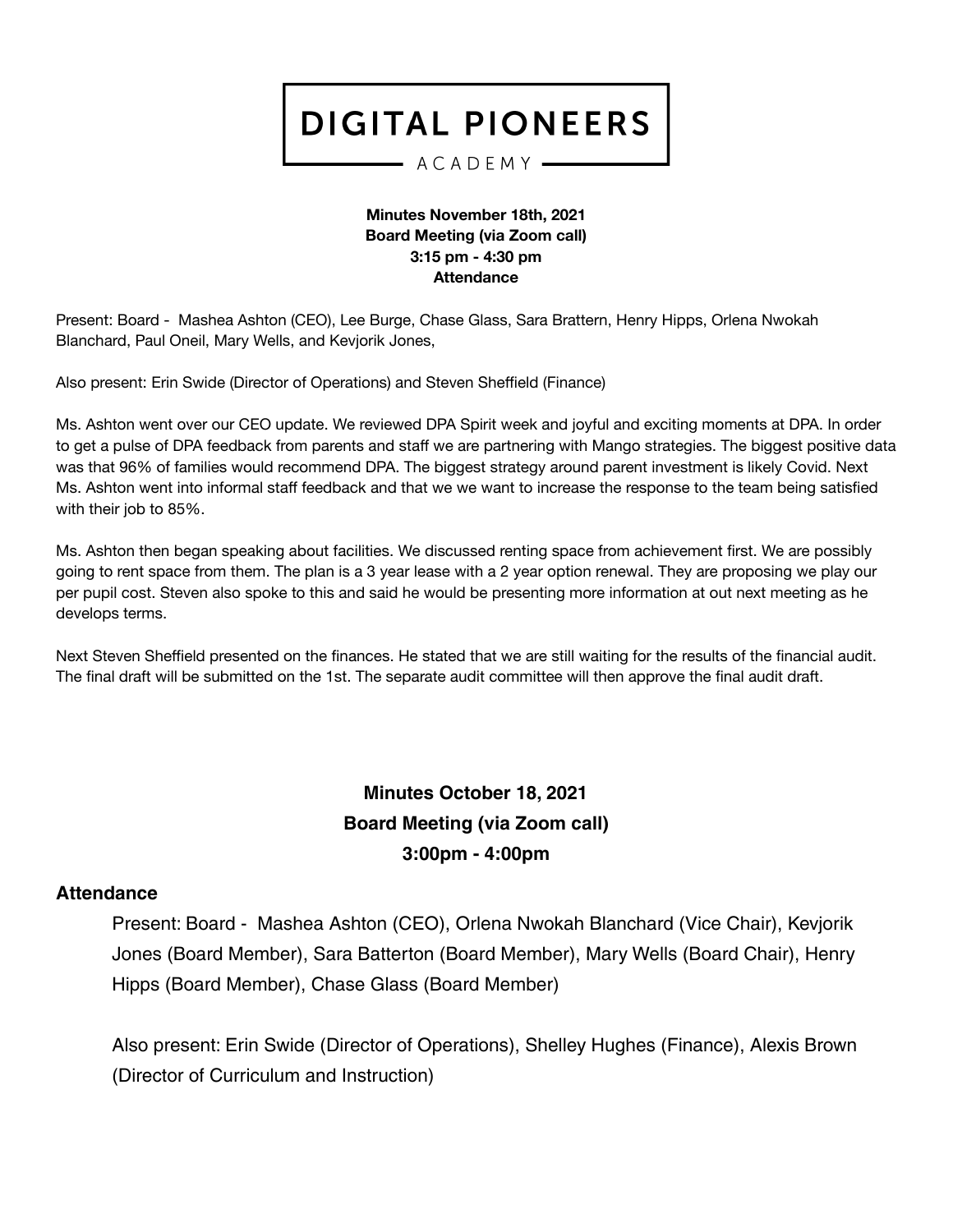# DIGITAL PIONEERS

ACADEMY

**Minutes November 18th, 2021**
**Board Meeting (via Zoom call)**
**3:15 pm - 4:30 pm**
**Attendance**

Present: Board - Mashea Ashton (CEO), Lee Burge, Chase Glass, Sara Brattern, Henry Hipps, Orlena Nwokah Blanchard, Paul Oneil, Mary Wells, and Kevjorik Jones,

Also present: Erin Swide (Director of Operations) and Steven Sheffield (Finance)

Ms. Ashton went over our CEO update. We reviewed DPA Spirit week and joyful and exciting moments at DPA. In order to get a pulse of DPA feedback from parents and staff we are partnering with Mango strategies. The biggest positive data was that 96% of families would recommend DPA. The biggest strategy around parent investment is likely Covid. Next Ms. Ashton went into informal staff feedback and that we we want to increase the response to the team being satisfied with their job to 85%.

Ms. Ashton then began speaking about facilities. We discussed renting space from achievement first. We are possibly going to rent space from them. The plan is a 3 year lease with a 2 year option renewal. They are proposing we play our per pupil cost. Steven also spoke to this and said he would be presenting more information at out next meeting as he develops terms.

Next Steven Sheffield presented on the finances. He stated that we are still waiting for the results of the financial audit. The final draft will be submitted on the 1st. The separate audit committee will then approve the final audit draft.

## Minutes October 18, 2021
## Board Meeting (via Zoom call)
## 3:00pm - 4:00pm

### Attendance

Present: Board - Mashea Ashton (CEO), Orlena Nwokah Blanchard (Vice Chair), Kevjorik Jones (Board Member), Sara Batterton (Board Member), Mary Wells (Board Chair), Henry Hipps (Board Member), Chase Glass (Board Member)

Also present: Erin Swide (Director of Operations), Shelley Hughes (Finance), Alexis Brown (Director of Curriculum and Instruction)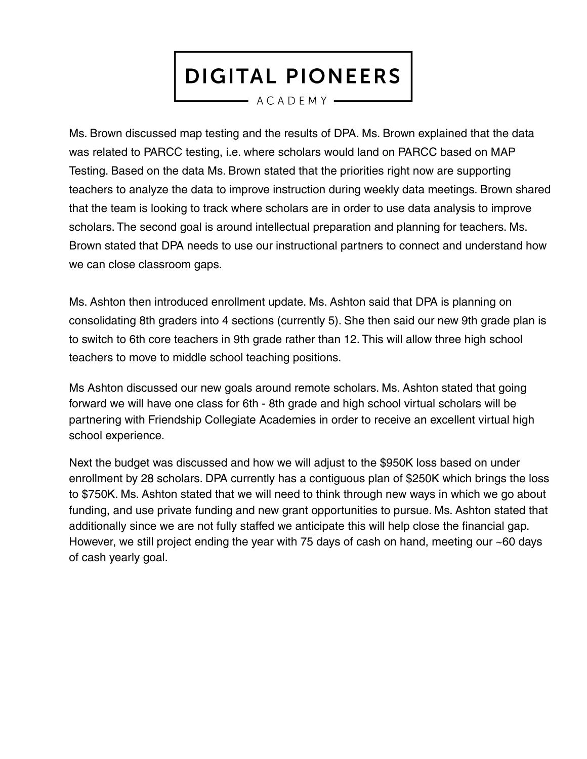Ms. Brown discussed map testing and the results of DPA. Ms. Brown explained that the data was related to PARCC testing, i.e. where scholars would land on PARCC based on MAP Testing. Based on the data Ms. Brown stated that the priorities right now are supporting teachers to analyze the data to improve instruction during weekly data meetings. Brown shared that the team is looking to track where scholars are in order to use data analysis to improve scholars. The second goal is around intellectual preparation and planning for teachers. Ms. Brown stated that DPA needs to use our instructional partners to connect and understand how we can close classroom gaps.

Ms. Ashton then introduced enrollment update. Ms. Ashton said that DPA is planning on consolidating 8th graders into 4 sections (currently 5). She then said our new 9th grade plan is to switch to 6th core teachers in 9th grade rather than 12. This will allow three high school teachers to move to middle school teaching positions.

Ms Ashton discussed our new goals around remote scholars. Ms. Ashton stated that going forward we will have one class for 6th - 8th grade and high school virtual scholars will be partnering with Friendship Collegiate Academies in order to receive an excellent virtual high school experience.

Next the budget was discussed and how we will adjust to the $950K loss based on under enrollment by 28 scholars. DPA currently has a contiguous plan of $250K which brings the loss to $750K. Ms. Ashton stated that we will need to think through new ways in which we go about funding, and use private funding and new grant opportunities to pursue. Ms. Ashton stated that additionally since we are not fully staffed we anticipate this will help close the financial gap. However, we still project ending the year with 75 days of cash on hand, meeting our ~60 days of cash yearly goal.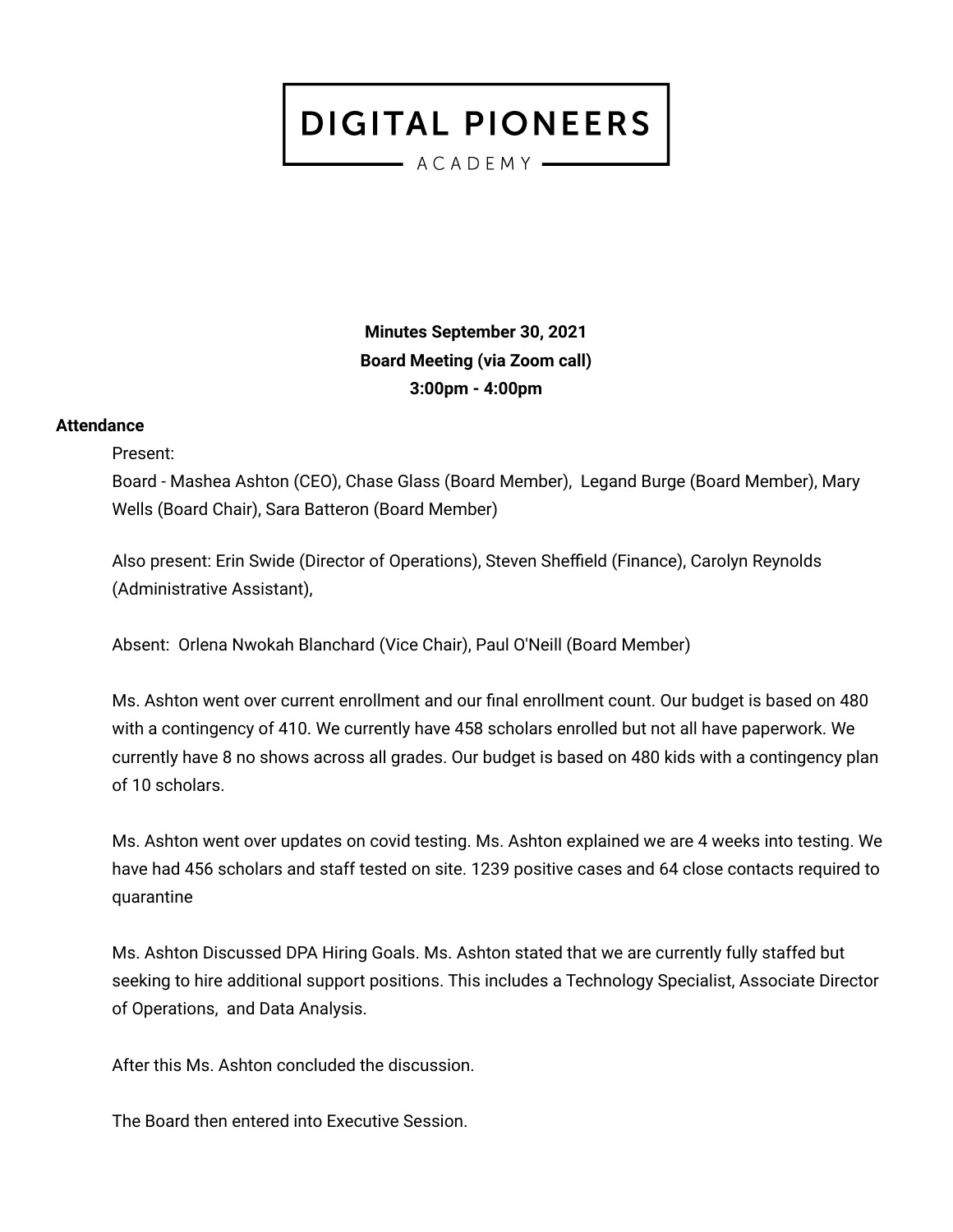# DIGITAL PIONEERS

ACADEMY

**Minutes September 30, 2021**
**Board Meeting (via Zoom call)**
**3:00pm - 4:00pm**

**Attendance**

Present:
Board - Mashea Ashton (CEO), Chase Glass (Board Member), Legand Burge (Board Member), Mary Wells (Board Chair), Sara Batteron (Board Member)

Also present: Erin Swide (Director of Operations), Steven Sheffield (Finance), Carolyn Reynolds (Administrative Assistant),

Absent: Orlena Nwokah Blanchard (Vice Chair), Paul O'Neill (Board Member)

Ms. Ashton went over current enrollment and our final enrollment count. Our budget is based on 480 with a contingency of 410. We currently have 458 scholars enrolled but not all have paperwork. We currently have 8 no shows across all grades. Our budget is based on 480 kids with a contingency plan of 10 scholars.

Ms. Ashton went over updates on covid testing. Ms. Ashton explained we are 4 weeks into testing. We have had 456 scholars and staff tested on site. 1239 positive cases and 64 close contacts required to quarantine

Ms. Ashton Discussed DPA Hiring Goals. Ms. Ashton stated that we are currently fully staffed but seeking to hire additional support positions. This includes a Technology Specialist, Associate Director of Operations, and Data Analysis.

After this Ms. Ashton concluded the discussion.

The Board then entered into Executive Session.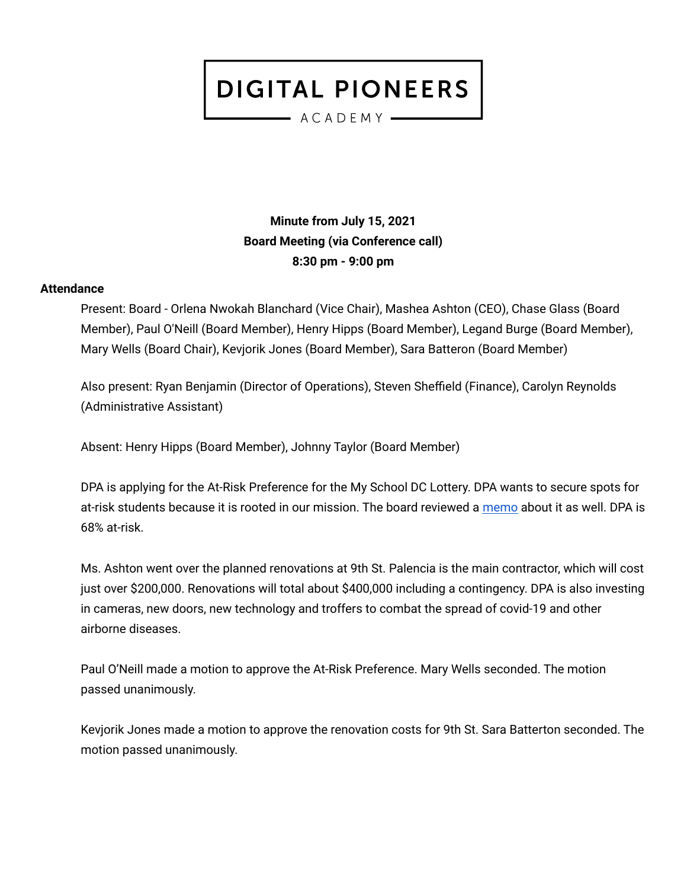# DIGITAL PIONEERS

ACADEMY

**Minute from July 15, 2021**
**Board Meeting (via Conference call)**
**8:30 pm - 9:00 pm**

**Attendance**

Present: Board - Orlena Nwokah Blanchard (Vice Chair), Mashea Ashton (CEO), Chase Glass (Board Member), Paul O'Neill (Board Member), Henry Hipps (Board Member), Legand Burge (Board Member), Mary Wells (Board Chair), Kevjorik Jones (Board Member), Sara Batteron (Board Member)

Also present: Ryan Benjamin (Director of Operations), Steven Sheffield (Finance), Carolyn Reynolds (Administrative Assistant)

Absent: Henry Hipps (Board Member), Johnny Taylor (Board Member)

DPA is applying for the At-Risk Preference for the My School DC Lottery. DPA wants to secure spots for at-risk students because it is rooted in our mission. The board reviewed a memo about it as well. DPA is 68% at-risk.

Ms. Ashton went over the planned renovations at 9th St. Palencia is the main contractor, which will cost just over $200,000. Renovations will total about $400,000 including a contingency. DPA is also investing in cameras, new doors, new technology and troffers to combat the spread of covid-19 and other airborne diseases.

Paul O'Neill made a motion to approve the At-Risk Preference. Mary Wells seconded. The motion passed unanimously.

Kevjorik Jones made a motion to approve the renovation costs for 9th St. Sara Batterton seconded. The motion passed unanimously.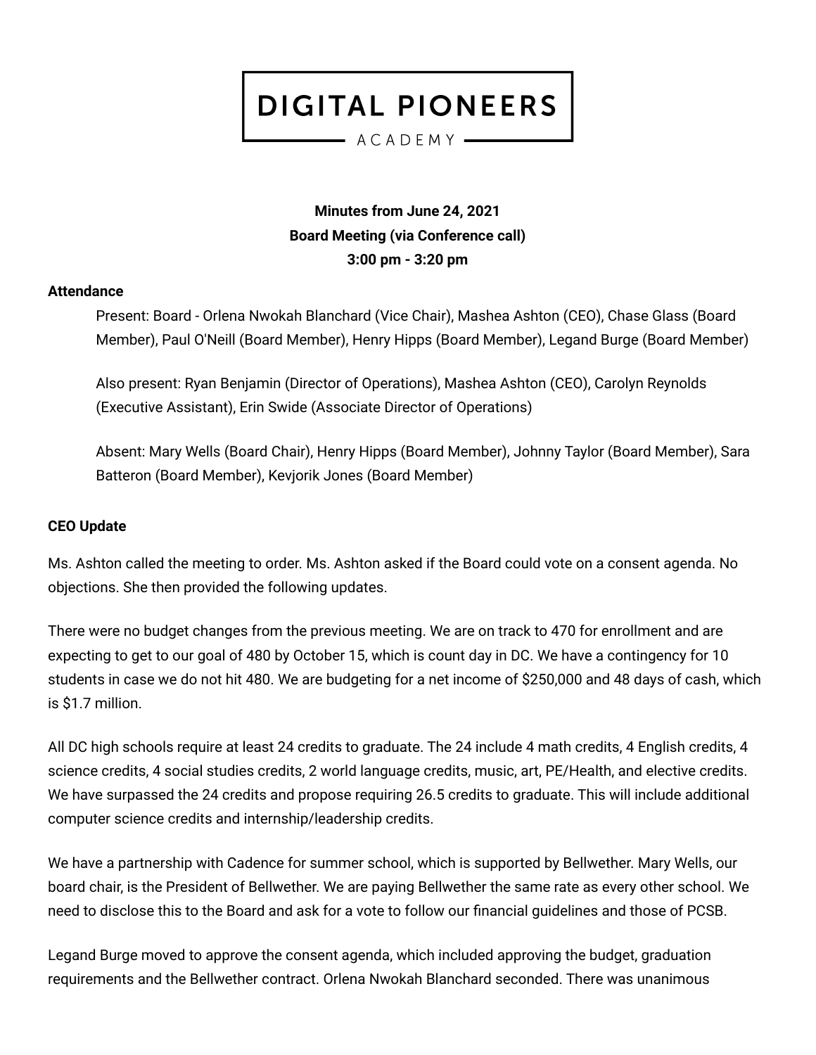# DIGITAL PIONEERS

ACADEMY

**Minutes from June 24, 2021**
**Board Meeting (via Conference call)**
**3:00 pm - 3:20 pm**

**Attendance**

Present: Board - Orlena Nwokah Blanchard (Vice Chair), Mashea Ashton (CEO), Chase Glass (Board Member), Paul O'Neill (Board Member), Henry Hipps (Board Member), Legand Burge (Board Member)

Also present: Ryan Benjamin (Director of Operations), Mashea Ashton (CEO), Carolyn Reynolds (Executive Assistant), Erin Swide (Associate Director of Operations)

Absent: Mary Wells (Board Chair), Henry Hipps (Board Member), Johnny Taylor (Board Member), Sara Batteron (Board Member), Kevjorik Jones (Board Member)

**CEO Update**

Ms. Ashton called the meeting to order. Ms. Ashton asked if the Board could vote on a consent agenda. No objections. She then provided the following updates.

There were no budget changes from the previous meeting. We are on track to 470 for enrollment and are expecting to get to our goal of 480 by October 15, which is count day in DC. We have a contingency for 10 students in case we do not hit 480. We are budgeting for a net income of $250,000 and 48 days of cash, which is $1.7 million.

All DC high schools require at least 24 credits to graduate. The 24 include 4 math credits, 4 English credits, 4 science credits, 4 social studies credits, 2 world language credits, music, art, PE/Health, and elective credits. We have surpassed the 24 credits and propose requiring 26.5 credits to graduate. This will include additional computer science credits and internship/leadership credits.

We have a partnership with Cadence for summer school, which is supported by Bellwether. Mary Wells, our board chair, is the President of Bellwether. We are paying Bellwether the same rate as every other school. We need to disclose this to the Board and ask for a vote to follow our financial guidelines and those of PCSB.

Legand Burge moved to approve the consent agenda, which included approving the budget, graduation requirements and the Bellwether contract. Orlena Nwokah Blanchard seconded. There was unanimous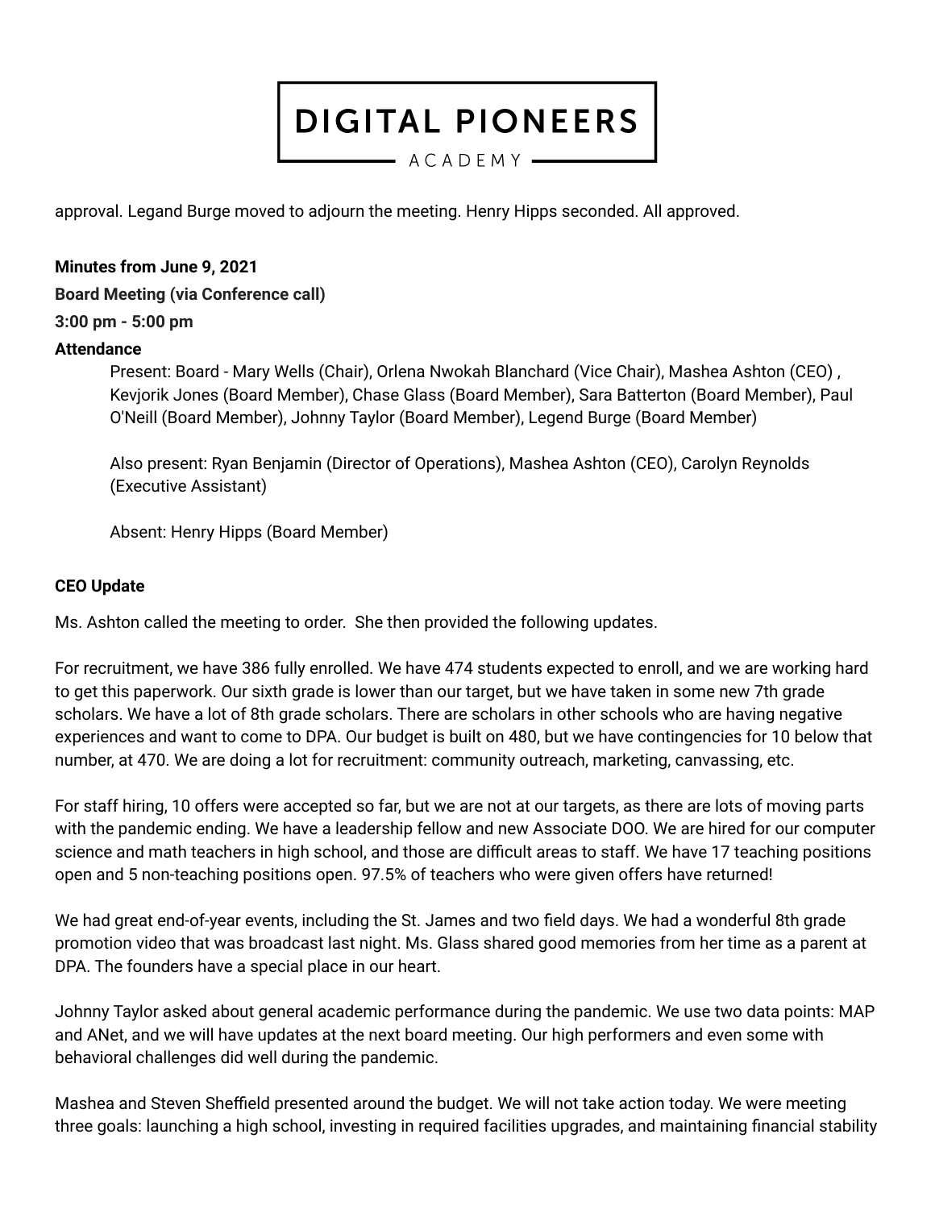approval. Legand Burge moved to adjourn the meeting. Henry Hipps seconded. All approved.

**Minutes from June 9, 2021**

**Board Meeting (via Conference call)**

**3:00 pm - 5:00 pm**

**Attendance**

Present: Board - Mary Wells (Chair), Orlena Nwokah Blanchard (Vice Chair), Mashea Ashton (CEO) , Kevjorik Jones (Board Member), Chase Glass (Board Member), Sara Batterton (Board Member), Paul O'Neill (Board Member), Johnny Taylor (Board Member), Legend Burge (Board Member)

Also present: Ryan Benjamin (Director of Operations), Mashea Ashton (CEO), Carolyn Reynolds (Executive Assistant)

Absent: Henry Hipps (Board Member)

**CEO Update**

Ms. Ashton called the meeting to order. She then provided the following updates.

For recruitment, we have 386 fully enrolled. We have 474 students expected to enroll, and we are working hard to get this paperwork. Our sixth grade is lower than our target, but we have taken in some new 7th grade scholars. We have a lot of 8th grade scholars. There are scholars in other schools who are having negative experiences and want to come to DPA. Our budget is built on 480, but we have contingencies for 10 below that number, at 470. We are doing a lot for recruitment: community outreach, marketing, canvassing, etc.

For staff hiring, 10 offers were accepted so far, but we are not at our targets, as there are lots of moving parts with the pandemic ending. We have a leadership fellow and new Associate DOO. We are hired for our computer science and math teachers in high school, and those are difficult areas to staff. We have 17 teaching positions open and 5 non-teaching positions open. 97.5% of teachers who were given offers have returned!

We had great end-of-year events, including the St. James and two field days. We had a wonderful 8th grade promotion video that was broadcast last night. Ms. Glass shared good memories from her time as a parent at DPA. The founders have a special place in our heart.

Johnny Taylor asked about general academic performance during the pandemic. We use two data points: MAP and ANet, and we will have updates at the next board meeting. Our high performers and even some with behavioral challenges did well during the pandemic.

Mashea and Steven Sheffield presented around the budget. We will not take action today. We were meeting three goals: launching a high school, investing in required facilities upgrades, and maintaining financial stability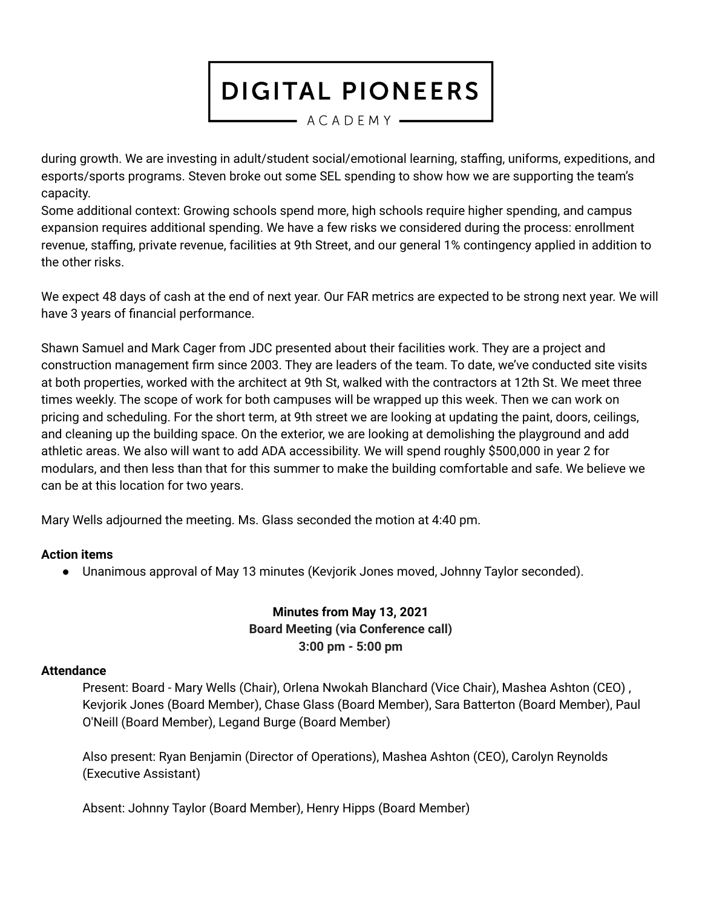during growth. We are investing in adult/student social/emotional learning, staffing, uniforms, expeditions, and esports/sports programs. Steven broke out some SEL spending to show how we are supporting the team's capacity.
Some additional context: Growing schools spend more, high schools require higher spending, and campus expansion requires additional spending. We have a few risks we considered during the process: enrollment revenue, staffing, private revenue, facilities at 9th Street, and our general 1% contingency applied in addition to the other risks.

We expect 48 days of cash at the end of next year. Our FAR metrics are expected to be strong next year. We will have 3 years of financial performance.

Shawn Samuel and Mark Cager from JDC presented about their facilities work. They are a project and construction management firm since 2003. They are leaders of the team. To date, we've conducted site visits at both properties, worked with the architect at 9th St, walked with the contractors at 12th St. We meet three times weekly. The scope of work for both campuses will be wrapped up this week. Then we can work on pricing and scheduling. For the short term, at 9th street we are looking at updating the paint, doors, ceilings, and cleaning up the building space. On the exterior, we are looking at demolishing the playground and add athletic areas. We also will want to add ADA accessibility. We will spend roughly $500,000 in year 2 for modulars, and then less than that for this summer to make the building comfortable and safe. We believe we can be at this location for two years.

Mary Wells adjourned the meeting. Ms. Glass seconded the motion at 4:40 pm.

**Action items**

- Unanimous approval of May 13 minutes (Kevjorik Jones moved, Johnny Taylor seconded).

**Minutes from May 13, 2021**
**Board Meeting (via Conference call)**
**3:00 pm - 5:00 pm**

**Attendance**

Present: Board - Mary Wells (Chair), Orlena Nwokah Blanchard (Vice Chair), Mashea Ashton (CEO) , Kevjorik Jones (Board Member), Chase Glass (Board Member), Sara Batterton (Board Member), Paul O'Neill (Board Member), Legand Burge (Board Member)

Also present: Ryan Benjamin (Director of Operations), Mashea Ashton (CEO), Carolyn Reynolds (Executive Assistant)

Absent: Johnny Taylor (Board Member), Henry Hipps (Board Member)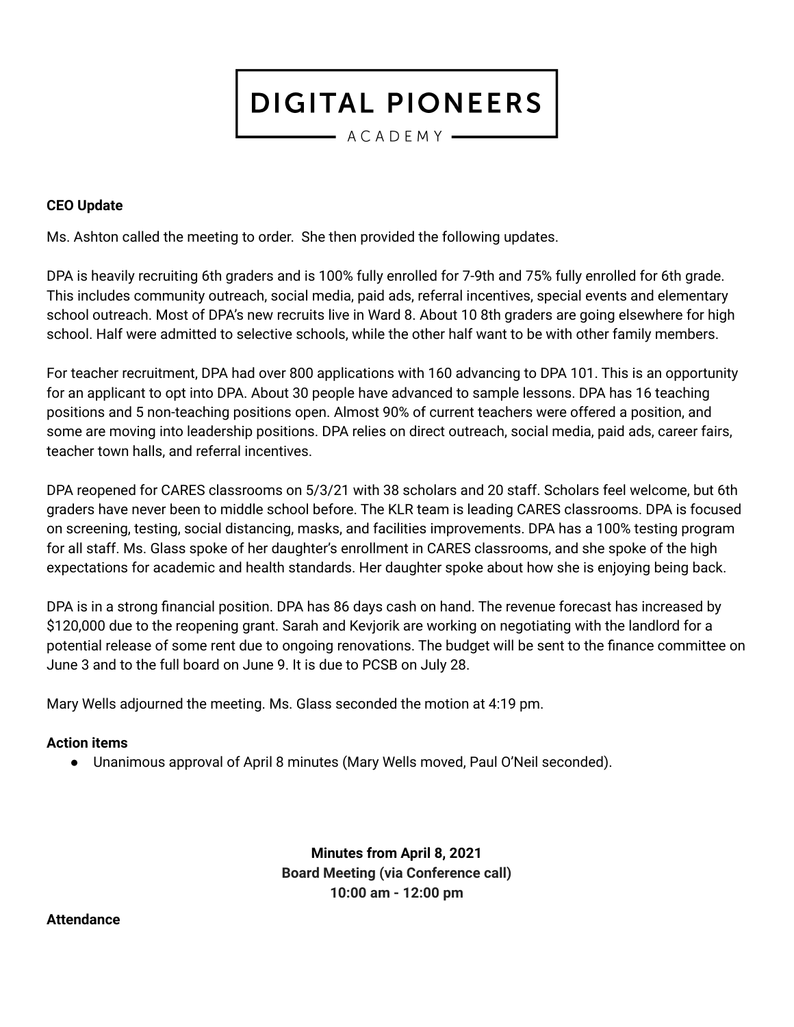# DIGITAL PIONEERS ACADEMY

**CEO Update**

Ms. Ashton called the meeting to order. She then provided the following updates.

DPA is heavily recruiting 6th graders and is 100% fully enrolled for 7-9th and 75% fully enrolled for 6th grade. This includes community outreach, social media, paid ads, referral incentives, special events and elementary school outreach. Most of DPA's new recruits live in Ward 8. About 10 8th graders are going elsewhere for high school. Half were admitted to selective schools, while the other half want to be with other family members.

For teacher recruitment, DPA had over 800 applications with 160 advancing to DPA 101. This is an opportunity for an applicant to opt into DPA. About 30 people have advanced to sample lessons. DPA has 16 teaching positions and 5 non-teaching positions open. Almost 90% of current teachers were offered a position, and some are moving into leadership positions. DPA relies on direct outreach, social media, paid ads, career fairs, teacher town halls, and referral incentives.

DPA reopened for CARES classrooms on 5/3/21 with 38 scholars and 20 staff. Scholars feel welcome, but 6th graders have never been to middle school before. The KLR team is leading CARES classrooms. DPA is focused on screening, testing, social distancing, masks, and facilities improvements. DPA has a 100% testing program for all staff. Ms. Glass spoke of her daughter's enrollment in CARES classrooms, and she spoke of the high expectations for academic and health standards. Her daughter spoke about how she is enjoying being back.

DPA is in a strong financial position. DPA has 86 days cash on hand. The revenue forecast has increased by $120,000 due to the reopening grant. Sarah and Kevjorik are working on negotiating with the landlord for a potential release of some rent due to ongoing renovations. The budget will be sent to the finance committee on June 3 and to the full board on June 9. It is due to PCSB on July 28.

Mary Wells adjourned the meeting. Ms. Glass seconded the motion at 4:19 pm.

**Action items**

- Unanimous approval of April 8 minutes (Mary Wells moved, Paul O'Neil seconded).

**Minutes from April 8, 2021**
**Board Meeting (via Conference call)**
**10:00 am - 12:00 pm**

**Attendance**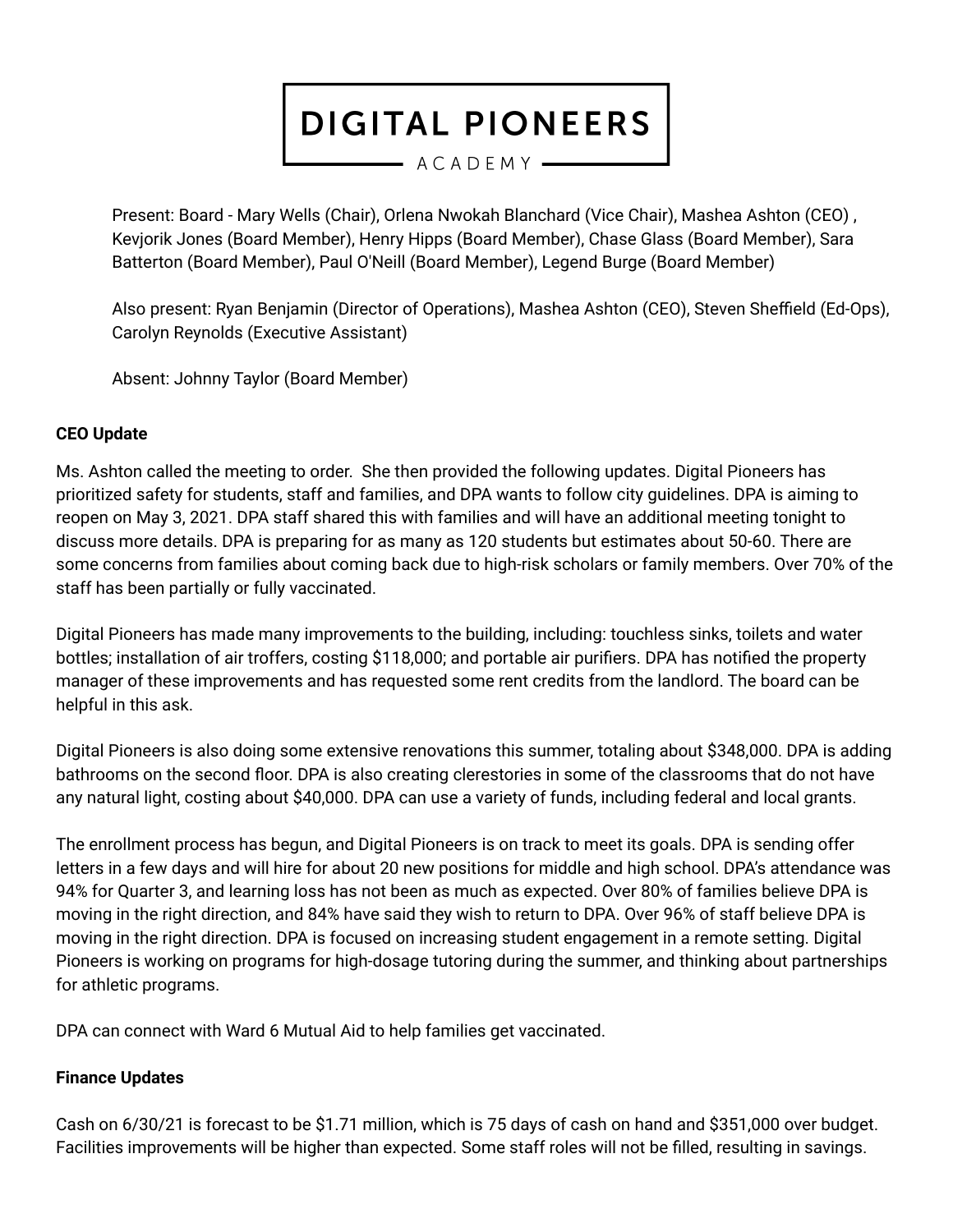**DIGITAL PIONEERS**
ACADEMY

Present: Board - Mary Wells (Chair), Orlena Nwokah Blanchard (Vice Chair), Mashea Ashton (CEO) , Kevjorik Jones (Board Member), Henry Hipps (Board Member), Chase Glass (Board Member), Sara Batterton (Board Member), Paul O'Neill (Board Member), Legend Burge (Board Member)

Also present: Ryan Benjamin (Director of Operations), Mashea Ashton (CEO), Steven Sheffield (Ed-Ops), Carolyn Reynolds (Executive Assistant)

Absent: Johnny Taylor (Board Member)

**CEO Update**

Ms. Ashton called the meeting to order. She then provided the following updates. Digital Pioneers has prioritized safety for students, staff and families, and DPA wants to follow city guidelines. DPA is aiming to reopen on May 3, 2021. DPA staff shared this with families and will have an additional meeting tonight to discuss more details. DPA is preparing for as many as 120 students but estimates about 50-60. There are some concerns from families about coming back due to high-risk scholars or family members. Over 70% of the staff has been partially or fully vaccinated.

Digital Pioneers has made many improvements to the building, including: touchless sinks, toilets and water bottles; installation of air troffers, costing $118,000; and portable air purifiers. DPA has notified the property manager of these improvements and has requested some rent credits from the landlord. The board can be helpful in this ask.

Digital Pioneers is also doing some extensive renovations this summer, totaling about $348,000. DPA is adding bathrooms on the second floor. DPA is also creating clerestories in some of the classrooms that do not have any natural light, costing about $40,000. DPA can use a variety of funds, including federal and local grants.

The enrollment process has begun, and Digital Pioneers is on track to meet its goals. DPA is sending offer letters in a few days and will hire for about 20 new positions for middle and high school. DPA's attendance was 94% for Quarter 3, and learning loss has not been as much as expected. Over 80% of families believe DPA is moving in the right direction, and 84% have said they wish to return to DPA. Over 96% of staff believe DPA is moving in the right direction. DPA is focused on increasing student engagement in a remote setting. Digital Pioneers is working on programs for high-dosage tutoring during the summer, and thinking about partnerships for athletic programs.

DPA can connect with Ward 6 Mutual Aid to help families get vaccinated.

**Finance Updates**

Cash on 6/30/21 is forecast to be $1.71 million, which is 75 days of cash on hand and $351,000 over budget. Facilities improvements will be higher than expected. Some staff roles will not be filled, resulting in savings.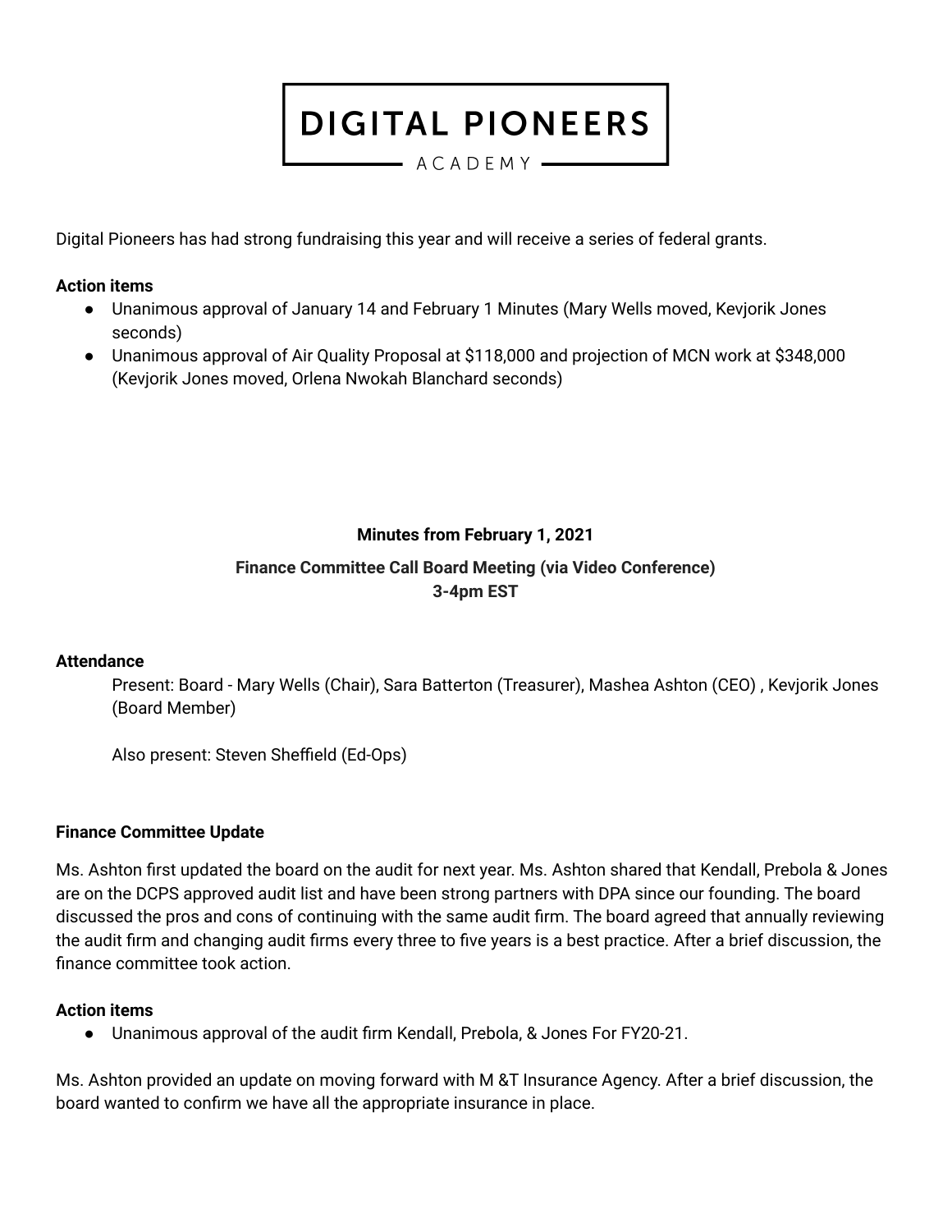# DIGITAL PIONEERS ACADEMY

Digital Pioneers has had strong fundraising this year and will receive a series of federal grants.

**Action items**

- Unanimous approval of January 14 and February 1 Minutes (Mary Wells moved, Kevjorik Jones seconds)
- Unanimous approval of Air Quality Proposal at $118,000 and projection of MCN work at $348,000 (Kevjorik Jones moved, Orlena Nwokah Blanchard seconds)

**Minutes from February 1, 2021**

**Finance Committee Call Board Meeting (via Video Conference)**
**3-4pm EST**

**Attendance**

Present: Board - Mary Wells (Chair), Sara Batterton (Treasurer), Mashea Ashton (CEO) , Kevjorik Jones (Board Member)

Also present: Steven Sheffield (Ed-Ops)

**Finance Committee Update**

Ms. Ashton first updated the board on the audit for next year. Ms. Ashton shared that Kendall, Prebola & Jones are on the DCPS approved audit list and have been strong partners with DPA since our founding. The board discussed the pros and cons of continuing with the same audit firm. The board agreed that annually reviewing the audit firm and changing audit firms every three to five years is a best practice. After a brief discussion, the finance committee took action.

**Action items**

- Unanimous approval of the audit firm Kendall, Prebola, & Jones For FY20-21.

Ms. Ashton provided an update on moving forward with M &T Insurance Agency. After a brief discussion, the board wanted to confirm we have all the appropriate insurance in place.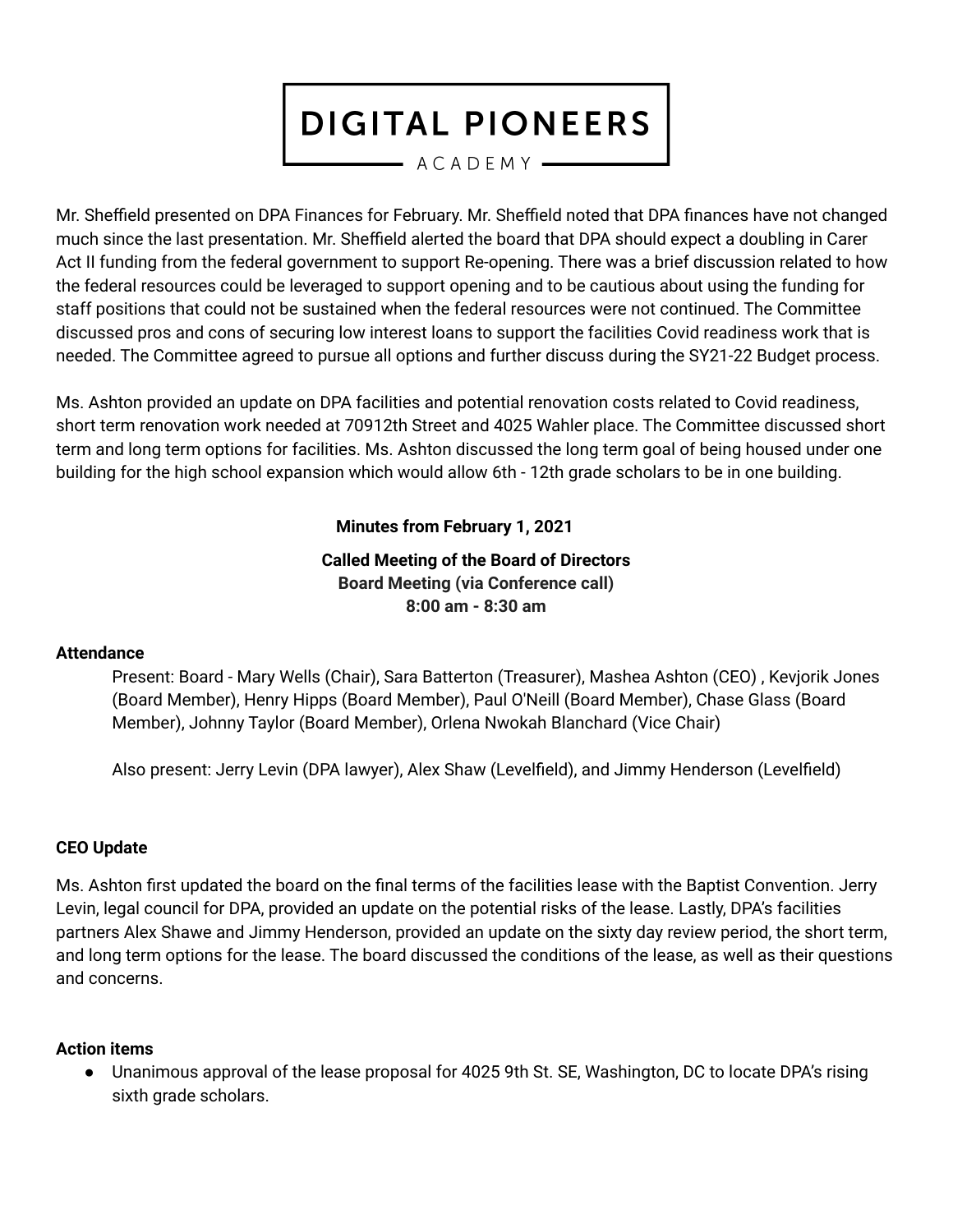Mr. Sheffield presented on DPA Finances for February. Mr. Sheffield noted that DPA finances have not changed much since the last presentation. Mr. Sheffield alerted the board that DPA should expect a doubling in Carer Act II funding from the federal government to support Re-opening. There was a brief discussion related to how the federal resources could be leveraged to support opening and to be cautious about using the funding for staff positions that could not be sustained when the federal resources were not continued. The Committee discussed pros and cons of securing low interest loans to support the facilities Covid readiness work that is needed. The Committee agreed to pursue all options and further discuss during the SY21-22 Budget process.

Ms. Ashton provided an update on DPA facilities and potential renovation costs related to Covid readiness, short term renovation work needed at 70912th Street and 4025 Wahler place. The Committee discussed short term and long term options for facilities. Ms. Ashton discussed the long term goal of being housed under one building for the high school expansion which would allow 6th - 12th grade scholars to be in one building.

**Minutes from February 1, 2021**

**Called Meeting of the Board of Directors**
**Board Meeting (via Conference call)**
**8:00 am - 8:30 am**

**Attendance**

Present: Board - Mary Wells (Chair), Sara Batterton (Treasurer), Mashea Ashton (CEO) , Kevjorik Jones (Board Member), Henry Hipps (Board Member), Paul O'Neill (Board Member), Chase Glass (Board Member), Johnny Taylor (Board Member), Orlena Nwokah Blanchard (Vice Chair)

Also present: Jerry Levin (DPA lawyer), Alex Shaw (Levelfield), and Jimmy Henderson (Levelfield)

**CEO Update**

Ms. Ashton first updated the board on the final terms of the facilities lease with the Baptist Convention. Jerry Levin, legal council for DPA, provided an update on the potential risks of the lease. Lastly, DPA's facilities partners Alex Shawe and Jimmy Henderson, provided an update on the sixty day review period, the short term, and long term options for the lease. The board discussed the conditions of the lease, as well as their questions and concerns.

**Action items**

- Unanimous approval of the lease proposal for 4025 9th St. SE, Washington, DC to locate DPA's rising sixth grade scholars.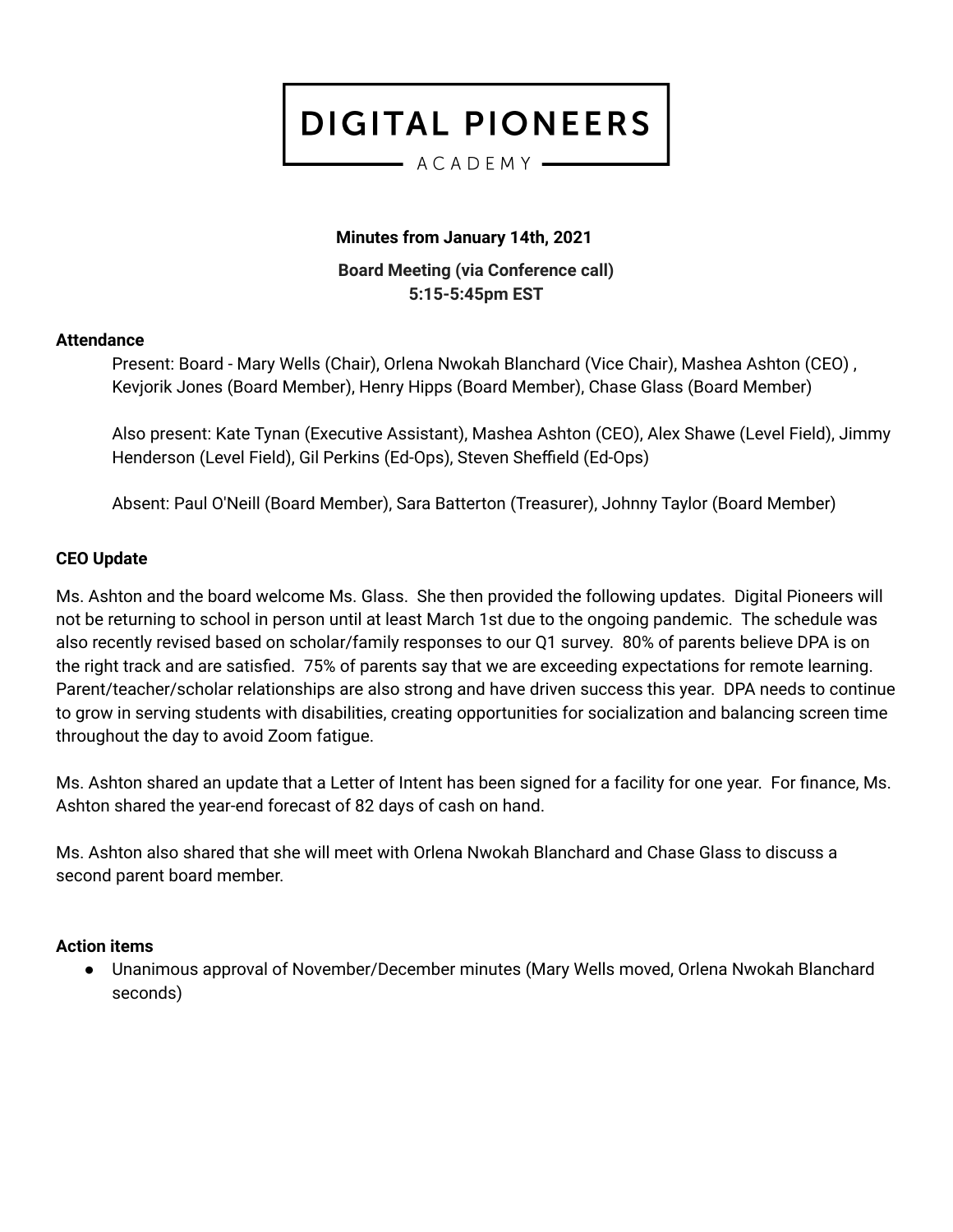# DIGITAL PIONEERS

ACADEMY

**Minutes from January 14th, 2021**

**Board Meeting (via Conference call)**
**5:15-5:45pm EST**

**Attendance**

Present: Board - Mary Wells (Chair), Orlena Nwokah Blanchard (Vice Chair), Mashea Ashton (CEO) , Kevjorik Jones (Board Member), Henry Hipps (Board Member), Chase Glass (Board Member)

Also present: Kate Tynan (Executive Assistant), Mashea Ashton (CEO), Alex Shawe (Level Field), Jimmy Henderson (Level Field), Gil Perkins (Ed-Ops), Steven Sheffield (Ed-Ops)

Absent: Paul O'Neill (Board Member), Sara Batterton (Treasurer), Johnny Taylor (Board Member)

**CEO Update**

Ms. Ashton and the board welcome Ms. Glass. She then provided the following updates. Digital Pioneers will not be returning to school in person until at least March 1st due to the ongoing pandemic. The schedule was also recently revised based on scholar/family responses to our Q1 survey. 80% of parents believe DPA is on the right track and are satisfied. 75% of parents say that we are exceeding expectations for remote learning. Parent/teacher/scholar relationships are also strong and have driven success this year. DPA needs to continue to grow in serving students with disabilities, creating opportunities for socialization and balancing screen time throughout the day to avoid Zoom fatigue.

Ms. Ashton shared an update that a Letter of Intent has been signed for a facility for one year. For finance, Ms. Ashton shared the year-end forecast of 82 days of cash on hand.

Ms. Ashton also shared that she will meet with Orlena Nwokah Blanchard and Chase Glass to discuss a second parent board member.

**Action items**

- Unanimous approval of November/December minutes (Mary Wells moved, Orlena Nwokah Blanchard seconds)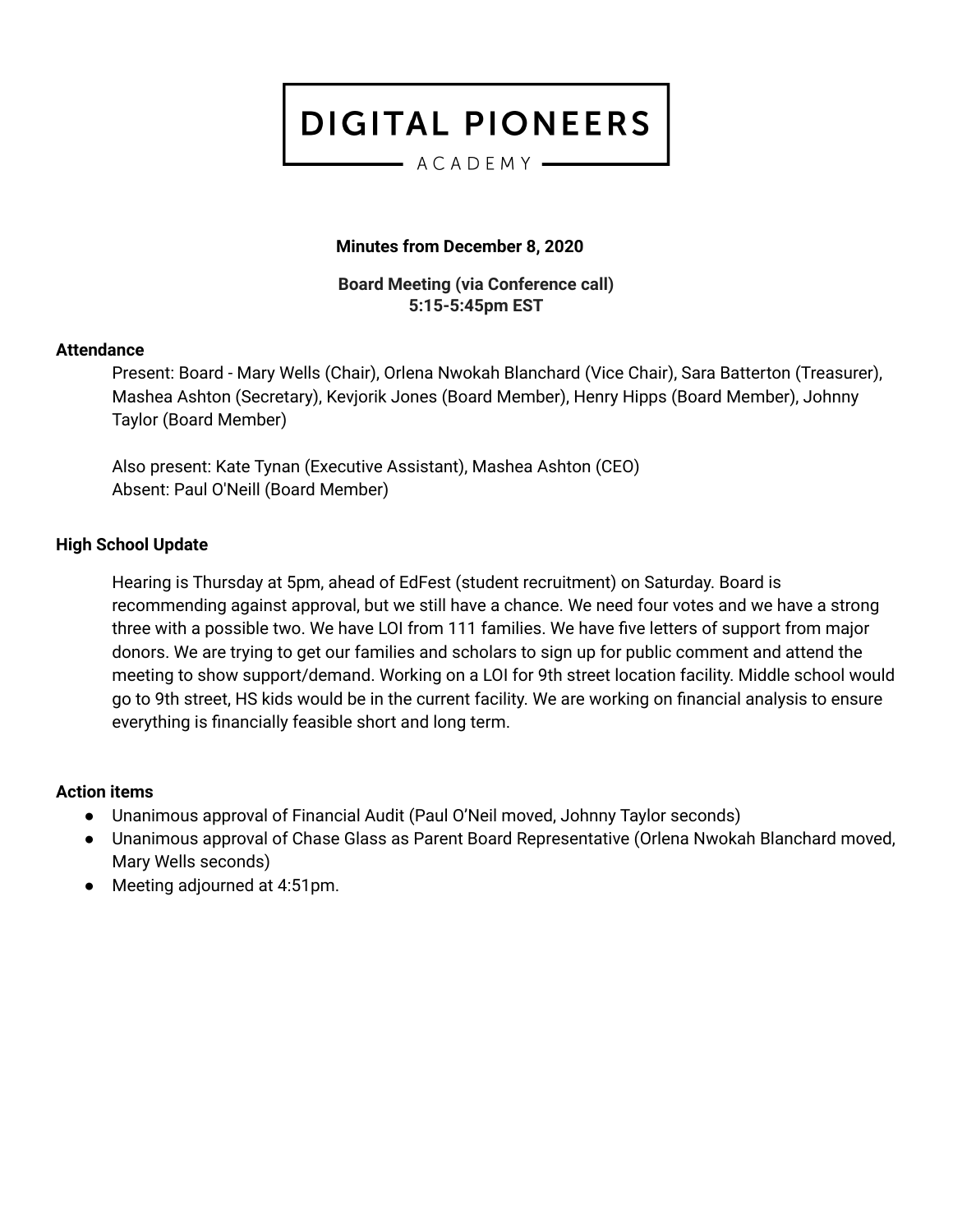# DIGITAL PIONEERS

ACADEMY

**Minutes from December 8, 2020**

**Board Meeting (via Conference call)**
**5:15-5:45pm EST**

**Attendance**

Present: Board - Mary Wells (Chair), Orlena Nwokah Blanchard (Vice Chair), Sara Batterton (Treasurer), Mashea Ashton (Secretary), Kevjorik Jones (Board Member), Henry Hipps (Board Member), Johnny Taylor (Board Member)

Also present: Kate Tynan (Executive Assistant), Mashea Ashton (CEO)
Absent: Paul O'Neill (Board Member)

**High School Update**

Hearing is Thursday at 5pm, ahead of EdFest (student recruitment) on Saturday. Board is recommending against approval, but we still have a chance. We need four votes and we have a strong three with a possible two. We have LOI from 111 families. We have five letters of support from major donors. We are trying to get our families and scholars to sign up for public comment and attend the meeting to show support/demand. Working on a LOI for 9th street location facility. Middle school would go to 9th street, HS kids would be in the current facility. We are working on financial analysis to ensure everything is financially feasible short and long term.

**Action items**

- Unanimous approval of Financial Audit (Paul O'Neil moved, Johnny Taylor seconds)
- Unanimous approval of Chase Glass as Parent Board Representative (Orlena Nwokah Blanchard moved, Mary Wells seconds)
- Meeting adjourned at 4:51pm.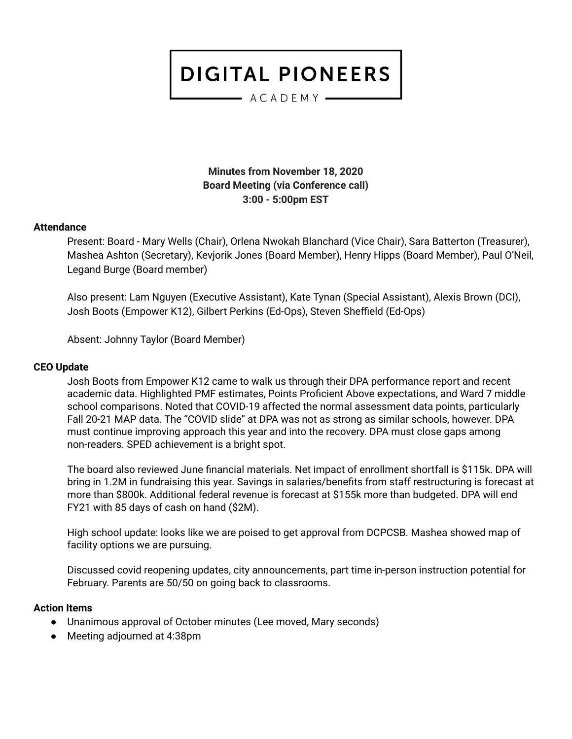# DIGITAL PIONEERS ACADEMY

**Minutes from November 18, 2020**
**Board Meeting (via Conference call)**
**3:00 - 5:00pm EST**

### Attendance

Present: Board - Mary Wells (Chair), Orlena Nwokah Blanchard (Vice Chair), Sara Batterton (Treasurer), Mashea Ashton (Secretary), Kevjorik Jones (Board Member), Henry Hipps (Board Member), Paul O'Neil, Legand Burge (Board member)

Also present: Lam Nguyen (Executive Assistant), Kate Tynan (Special Assistant), Alexis Brown (DCI), Josh Boots (Empower K12), Gilbert Perkins (Ed-Ops), Steven Sheffield (Ed-Ops)

Absent: Johnny Taylor (Board Member)

### CEO Update

Josh Boots from Empower K12 came to walk us through their DPA performance report and recent academic data. Highlighted PMF estimates, Points Proficient Above expectations, and Ward 7 middle school comparisons. Noted that COVID-19 affected the normal assessment data points, particularly Fall 20-21 MAP data. The "COVID slide" at DPA was not as strong as similar schools, however. DPA must continue improving approach this year and into the recovery. DPA must close gaps among non-readers. SPED achievement is a bright spot.

The board also reviewed June financial materials. Net impact of enrollment shortfall is $115k. DPA will bring in 1.2M in fundraising this year. Savings in salaries/benefits from staff restructuring is forecast at more than $800k. Additional federal revenue is forecast at $155k more than budgeted. DPA will end FY21 with 85 days of cash on hand ($2M).

High school update: looks like we are poised to get approval from DCPCSB. Mashea showed map of facility options we are pursuing.

Discussed covid reopening updates, city announcements, part time in-person instruction potential for February. Parents are 50/50 on going back to classrooms.

### Action Items

- Unanimous approval of October minutes (Lee moved, Mary seconds)
- Meeting adjourned at 4:38pm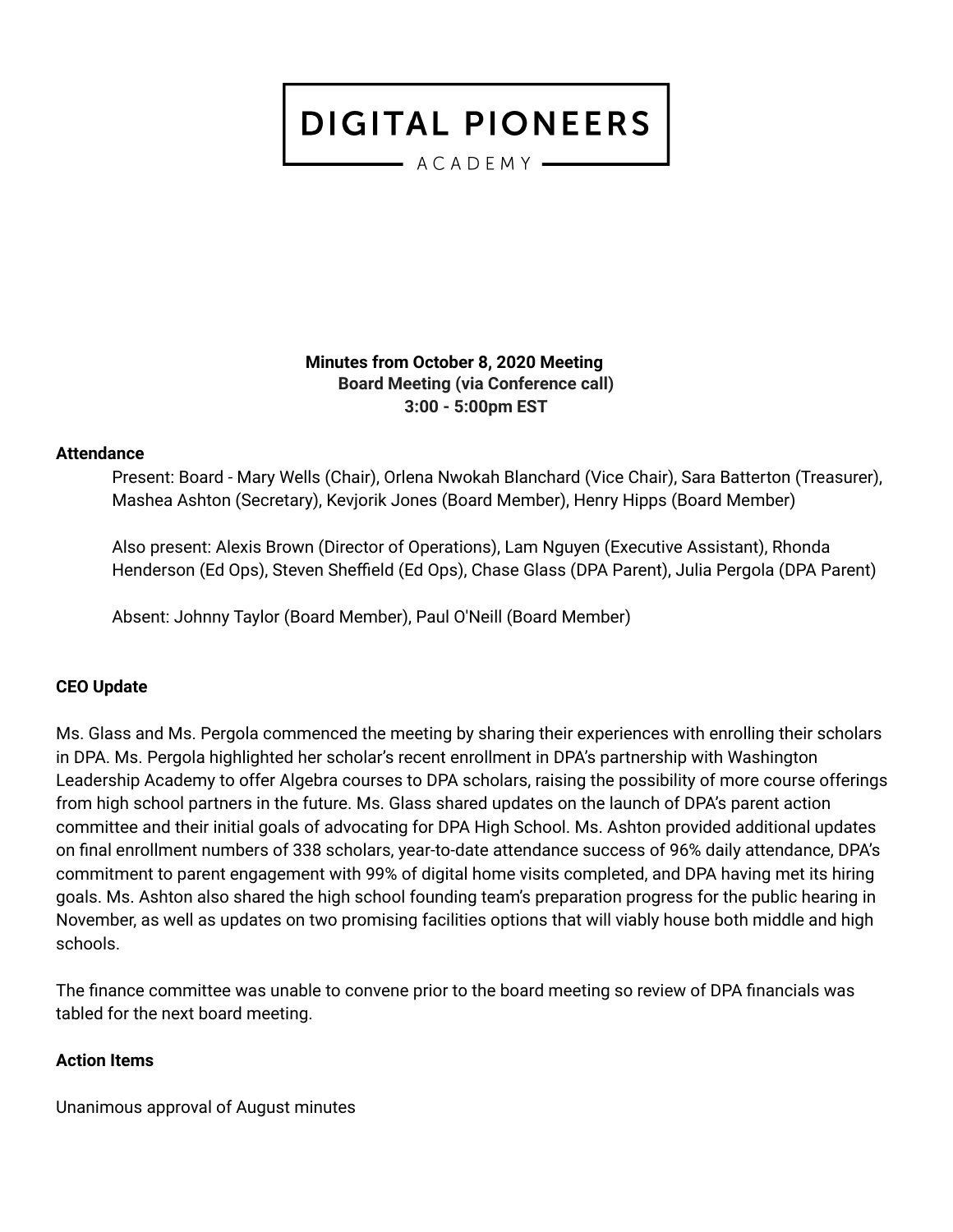# DIGITAL PIONEERS

ACADEMY

**Minutes from October 8, 2020 Meeting**
**Board Meeting (via Conference call)**
**3:00 - 5:00pm EST**

**Attendance**

Present: Board - Mary Wells (Chair), Orlena Nwokah Blanchard (Vice Chair), Sara Batterton (Treasurer), Mashea Ashton (Secretary), Kevjorik Jones (Board Member), Henry Hipps (Board Member)

Also present: Alexis Brown (Director of Operations), Lam Nguyen (Executive Assistant), Rhonda Henderson (Ed Ops), Steven Sheffield (Ed Ops), Chase Glass (DPA Parent), Julia Pergola (DPA Parent)

Absent: Johnny Taylor (Board Member), Paul O'Neill (Board Member)

**CEO Update**

Ms. Glass and Ms. Pergola commenced the meeting by sharing their experiences with enrolling their scholars in DPA. Ms. Pergola highlighted her scholar's recent enrollment in DPA's partnership with Washington Leadership Academy to offer Algebra courses to DPA scholars, raising the possibility of more course offerings from high school partners in the future. Ms. Glass shared updates on the launch of DPA's parent action committee and their initial goals of advocating for DPA High School. Ms. Ashton provided additional updates on final enrollment numbers of 338 scholars, year-to-date attendance success of 96% daily attendance, DPA's commitment to parent engagement with 99% of digital home visits completed, and DPA having met its hiring goals. Ms. Ashton also shared the high school founding team's preparation progress for the public hearing in November, as well as updates on two promising facilities options that will viably house both middle and high schools.

The finance committee was unable to convene prior to the board meeting so review of DPA financials was tabled for the next board meeting.

**Action Items**

Unanimous approval of August minutes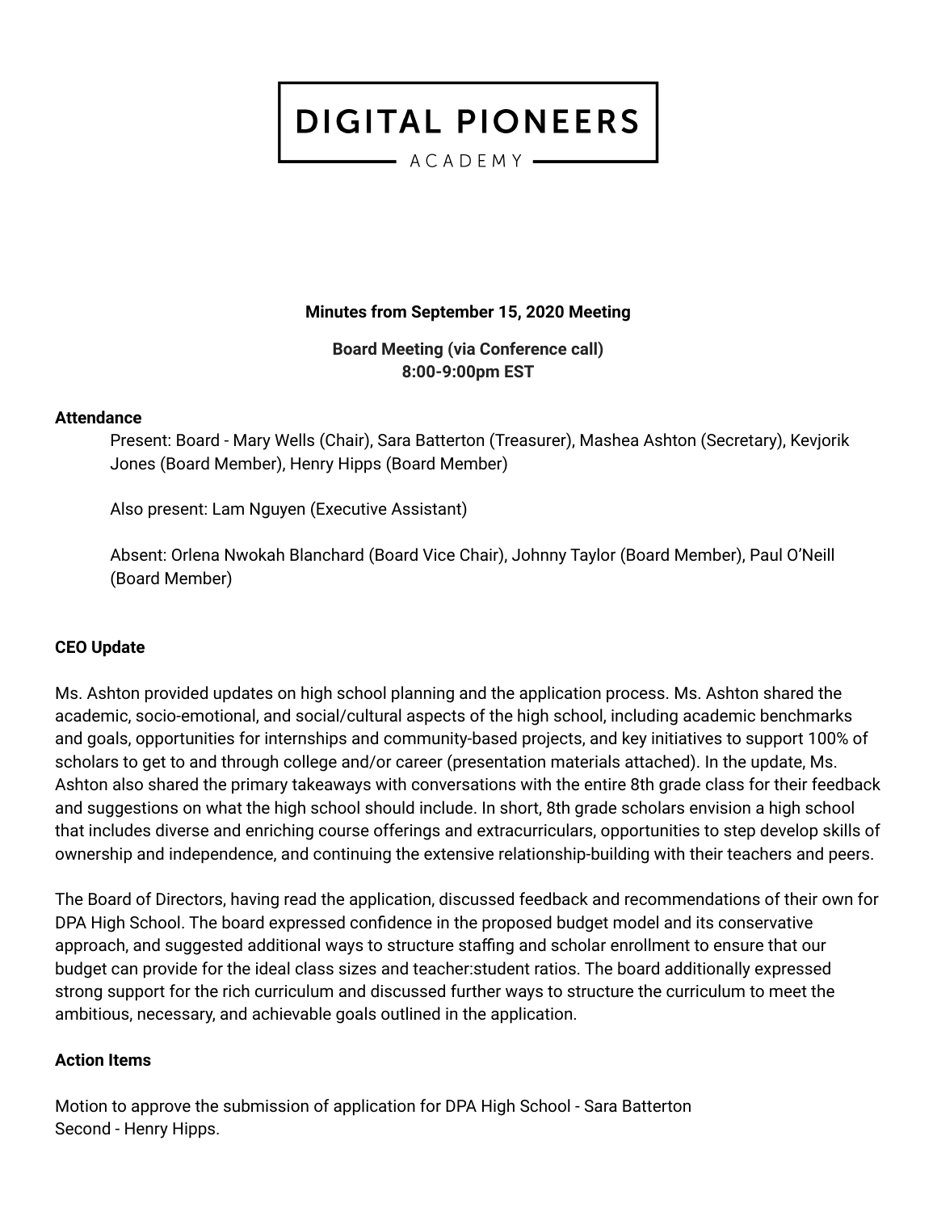# DIGITAL PIONEERS

ACADEMY

**Minutes from September 15, 2020 Meeting**

**Board Meeting (via Conference call)**
**8:00-9:00pm EST**

**Attendance**

Present: Board - Mary Wells (Chair), Sara Batterton (Treasurer), Mashea Ashton (Secretary), Kevjorik Jones (Board Member), Henry Hipps (Board Member)

Also present: Lam Nguyen (Executive Assistant)

Absent: Orlena Nwokah Blanchard (Board Vice Chair), Johnny Taylor (Board Member), Paul O'Neill (Board Member)

**CEO Update**

Ms. Ashton provided updates on high school planning and the application process. Ms. Ashton shared the academic, socio-emotional, and social/cultural aspects of the high school, including academic benchmarks and goals, opportunities for internships and community-based projects, and key initiatives to support 100% of scholars to get to and through college and/or career (presentation materials attached). In the update, Ms. Ashton also shared the primary takeaways with conversations with the entire 8th grade class for their feedback and suggestions on what the high school should include. In short, 8th grade scholars envision a high school that includes diverse and enriching course offerings and extracurriculars, opportunities to step develop skills of ownership and independence, and continuing the extensive relationship-building with their teachers and peers.

The Board of Directors, having read the application, discussed feedback and recommendations of their own for DPA High School. The board expressed confidence in the proposed budget model and its conservative approach, and suggested additional ways to structure staffing and scholar enrollment to ensure that our budget can provide for the ideal class sizes and teacher:student ratios. The board additionally expressed strong support for the rich curriculum and discussed further ways to structure the curriculum to meet the ambitious, necessary, and achievable goals outlined in the application.

**Action Items**

Motion to approve the submission of application for DPA High School - Sara Batterton
Second - Henry Hipps.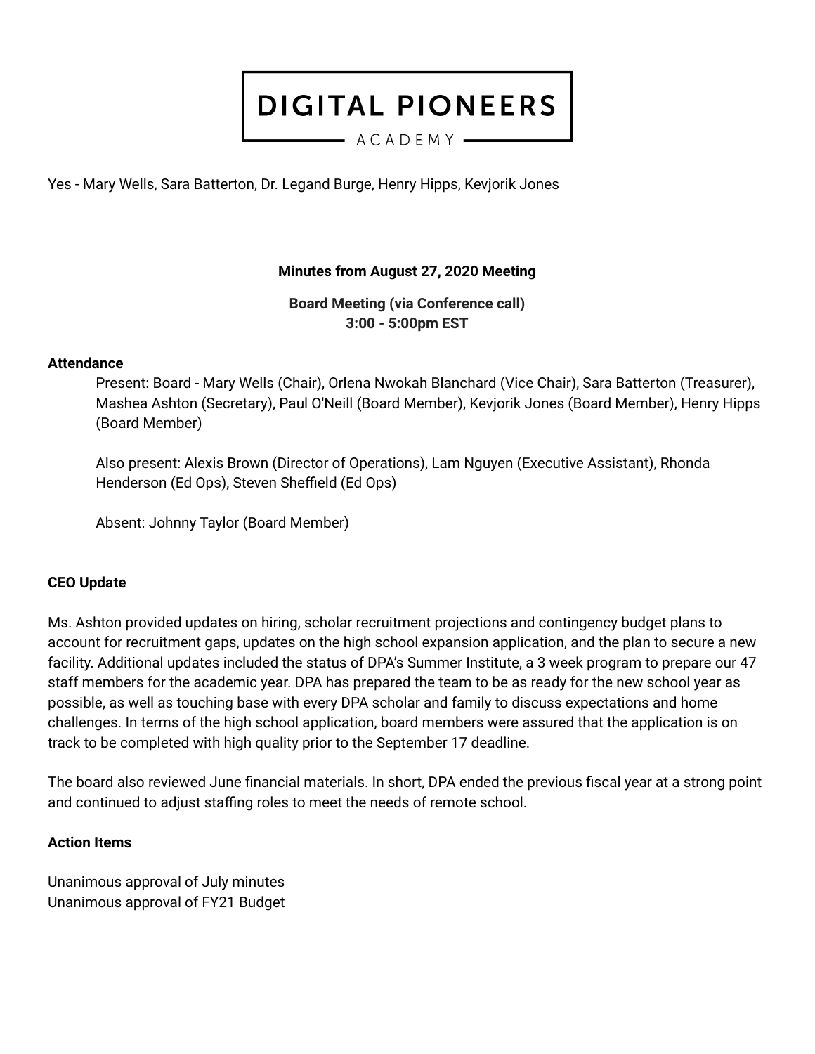# DIGITAL PIONEERS

ACADEMY

Yes - Mary Wells, Sara Batterton, Dr. Legand Burge, Henry Hipps, Kevjorik Jones

**Minutes from August 27, 2020 Meeting**

**Board Meeting (via Conference call)**
**3:00 - 5:00pm EST**

**Attendance**

Present: Board - Mary Wells (Chair), Orlena Nwokah Blanchard (Vice Chair), Sara Batterton (Treasurer), Mashea Ashton (Secretary), Paul O'Neill (Board Member), Kevjorik Jones (Board Member), Henry Hipps (Board Member)

Also present: Alexis Brown (Director of Operations), Lam Nguyen (Executive Assistant), Rhonda Henderson (Ed Ops), Steven Sheffield (Ed Ops)

Absent: Johnny Taylor (Board Member)

**CEO Update**

Ms. Ashton provided updates on hiring, scholar recruitment projections and contingency budget plans to account for recruitment gaps, updates on the high school expansion application, and the plan to secure a new facility. Additional updates included the status of DPA's Summer Institute, a 3 week program to prepare our 47 staff members for the academic year. DPA has prepared the team to be as ready for the new school year as possible, as well as touching base with every DPA scholar and family to discuss expectations and home challenges. In terms of the high school application, board members were assured that the application is on track to be completed with high quality prior to the September 17 deadline.

The board also reviewed June financial materials. In short, DPA ended the previous fiscal year at a strong point and continued to adjust staffing roles to meet the needs of remote school.

**Action Items**

Unanimous approval of July minutes
Unanimous approval of FY21 Budget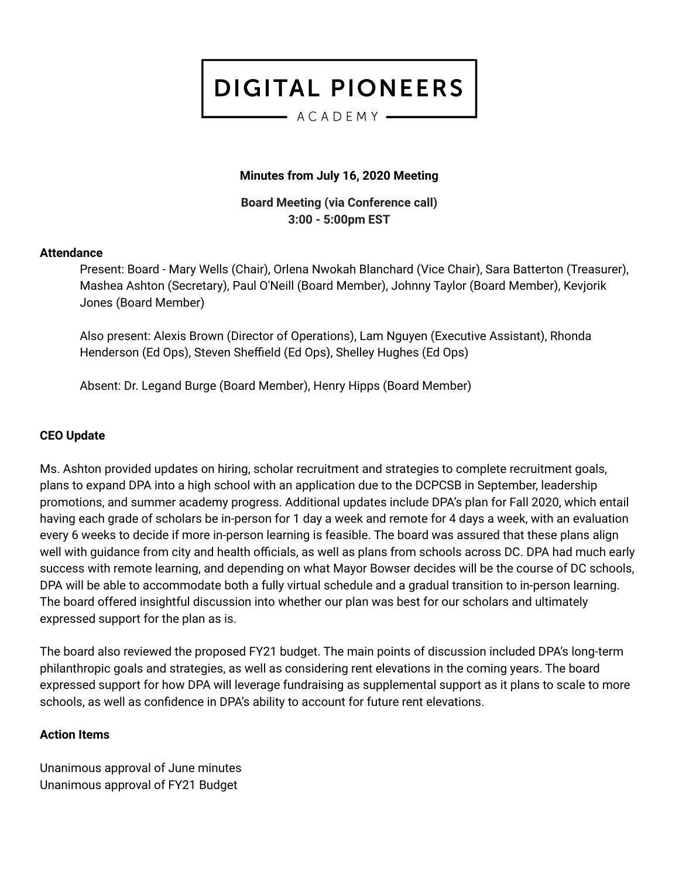# DIGITAL PIONEERS

ACADEMY

**Minutes from July 16, 2020 Meeting**

**Board Meeting (via Conference call)**
**3:00 - 5:00pm EST**

**Attendance**

Present: Board - Mary Wells (Chair), Orlena Nwokah Blanchard (Vice Chair), Sara Batterton (Treasurer), Mashea Ashton (Secretary), Paul O'Neill (Board Member), Johnny Taylor (Board Member), Kevjorik Jones (Board Member)

Also present: Alexis Brown (Director of Operations), Lam Nguyen (Executive Assistant), Rhonda Henderson (Ed Ops), Steven Sheffield (Ed Ops), Shelley Hughes (Ed Ops)

Absent: Dr. Legand Burge (Board Member), Henry Hipps (Board Member)

**CEO Update**

Ms. Ashton provided updates on hiring, scholar recruitment and strategies to complete recruitment goals, plans to expand DPA into a high school with an application due to the DCPCSB in September, leadership promotions, and summer academy progress. Additional updates include DPA's plan for Fall 2020, which entail having each grade of scholars be in-person for 1 day a week and remote for 4 days a week, with an evaluation every 6 weeks to decide if more in-person learning is feasible. The board was assured that these plans align well with guidance from city and health officials, as well as plans from schools across DC. DPA had much early success with remote learning, and depending on what Mayor Bowser decides will be the course of DC schools, DPA will be able to accommodate both a fully virtual schedule and a gradual transition to in-person learning. The board offered insightful discussion into whether our plan was best for our scholars and ultimately expressed support for the plan as is.

The board also reviewed the proposed FY21 budget. The main points of discussion included DPA's long-term philanthropic goals and strategies, as well as considering rent elevations in the coming years. The board expressed support for how DPA will leverage fundraising as supplemental support as it plans to scale to more schools, as well as confidence in DPA's ability to account for future rent elevations.

**Action Items**

Unanimous approval of June minutes
Unanimous approval of FY21 Budget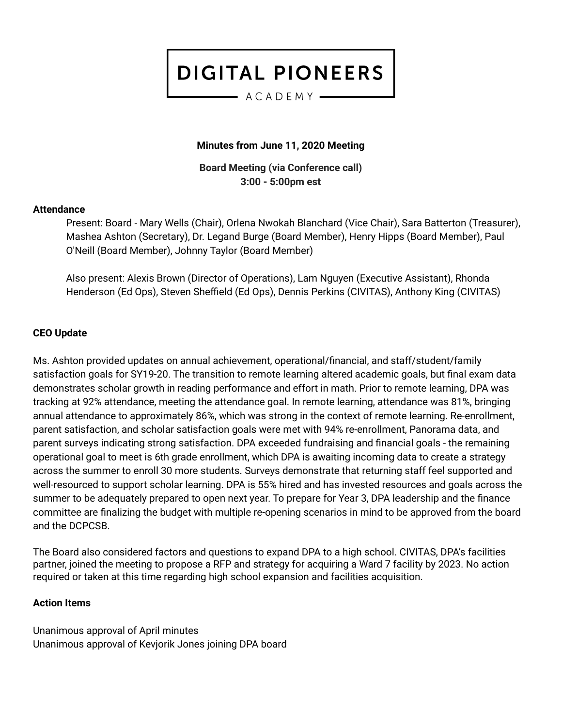# DIGITAL PIONEERS ACADEMY

**Minutes from June 11, 2020 Meeting**

**Board Meeting (via Conference call)**
**3:00 - 5:00pm est**

**Attendance**

Present: Board - Mary Wells (Chair), Orlena Nwokah Blanchard (Vice Chair), Sara Batterton (Treasurer), Mashea Ashton (Secretary), Dr. Legand Burge (Board Member), Henry Hipps (Board Member), Paul O'Neill (Board Member), Johnny Taylor (Board Member)

Also present: Alexis Brown (Director of Operations), Lam Nguyen (Executive Assistant), Rhonda Henderson (Ed Ops), Steven Sheffield (Ed Ops), Dennis Perkins (CIVITAS), Anthony King (CIVITAS)

**CEO Update**

Ms. Ashton provided updates on annual achievement, operational/financial, and staff/student/family satisfaction goals for SY19-20. The transition to remote learning altered academic goals, but final exam data demonstrates scholar growth in reading performance and effort in math. Prior to remote learning, DPA was tracking at 92% attendance, meeting the attendance goal. In remote learning, attendance was 81%, bringing annual attendance to approximately 86%, which was strong in the context of remote learning. Re-enrollment, parent satisfaction, and scholar satisfaction goals were met with 94% re-enrollment, Panorama data, and parent surveys indicating strong satisfaction. DPA exceeded fundraising and financial goals - the remaining operational goal to meet is 6th grade enrollment, which DPA is awaiting incoming data to create a strategy across the summer to enroll 30 more students. Surveys demonstrate that returning staff feel supported and well-resourced to support scholar learning. DPA is 55% hired and has invested resources and goals across the summer to be adequately prepared to open next year. To prepare for Year 3, DPA leadership and the finance committee are finalizing the budget with multiple re-opening scenarios in mind to be approved from the board and the DCPCSB.

The Board also considered factors and questions to expand DPA to a high school. CIVITAS, DPA's facilities partner, joined the meeting to propose a RFP and strategy for acquiring a Ward 7 facility by 2023. No action required or taken at this time regarding high school expansion and facilities acquisition.

**Action Items**

Unanimous approval of April minutes
Unanimous approval of Kevjorik Jones joining DPA board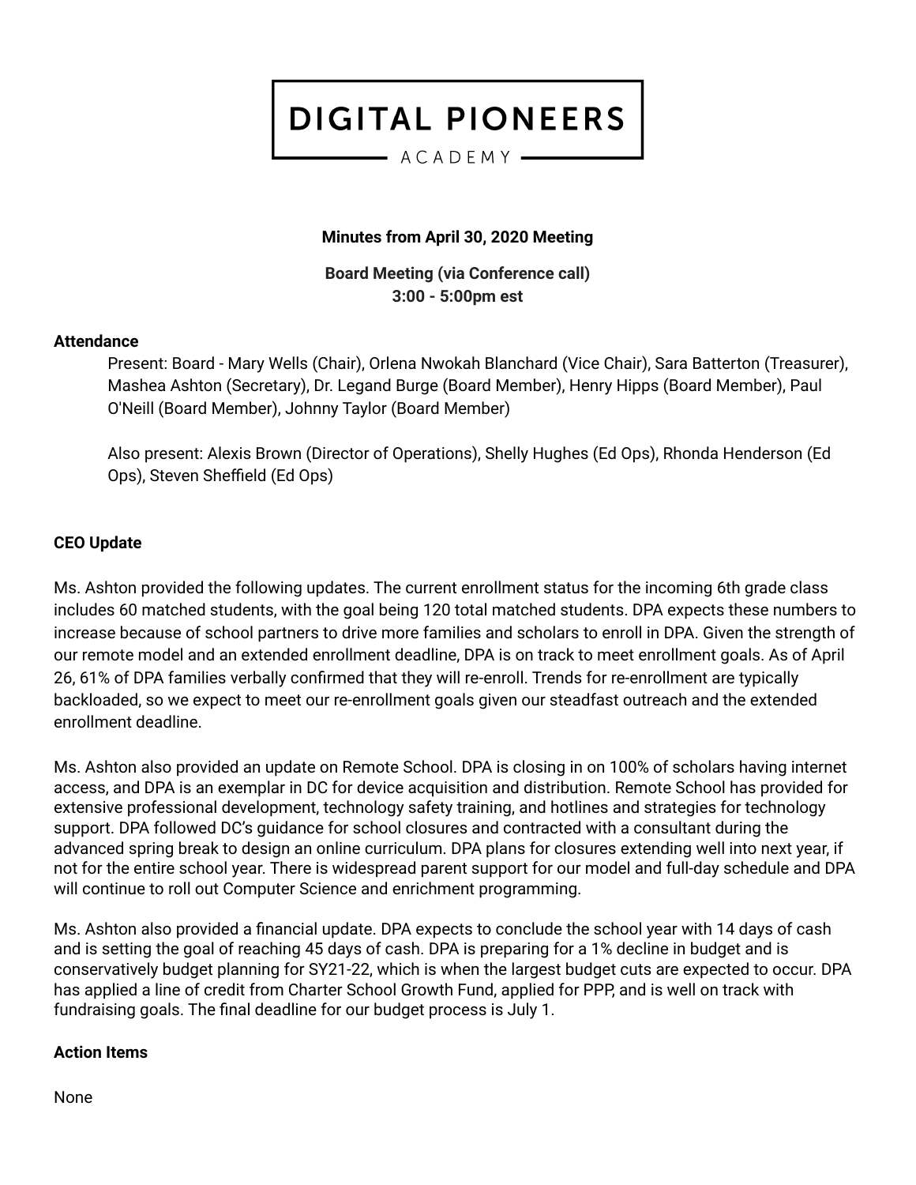# DIGITAL PIONEERS

ACADEMY

**Minutes from April 30, 2020 Meeting**

**Board Meeting (via Conference call)**
**3:00 - 5:00pm est**

**Attendance**

Present: Board - Mary Wells (Chair), Orlena Nwokah Blanchard (Vice Chair), Sara Batterton (Treasurer), Mashea Ashton (Secretary), Dr. Legand Burge (Board Member), Henry Hipps (Board Member), Paul O'Neill (Board Member), Johnny Taylor (Board Member)

Also present: Alexis Brown (Director of Operations), Shelly Hughes (Ed Ops), Rhonda Henderson (Ed Ops), Steven Sheffield (Ed Ops)

**CEO Update**

Ms. Ashton provided the following updates. The current enrollment status for the incoming 6th grade class includes 60 matched students, with the goal being 120 total matched students. DPA expects these numbers to increase because of school partners to drive more families and scholars to enroll in DPA. Given the strength of our remote model and an extended enrollment deadline, DPA is on track to meet enrollment goals. As of April 26, 61% of DPA families verbally confirmed that they will re-enroll. Trends for re-enrollment are typically backloaded, so we expect to meet our re-enrollment goals given our steadfast outreach and the extended enrollment deadline.

Ms. Ashton also provided an update on Remote School. DPA is closing in on 100% of scholars having internet access, and DPA is an exemplar in DC for device acquisition and distribution. Remote School has provided for extensive professional development, technology safety training, and hotlines and strategies for technology support. DPA followed DC's guidance for school closures and contracted with a consultant during the advanced spring break to design an online curriculum. DPA plans for closures extending well into next year, if not for the entire school year. There is widespread parent support for our model and full-day schedule and DPA will continue to roll out Computer Science and enrichment programming.

Ms. Ashton also provided a financial update. DPA expects to conclude the school year with 14 days of cash and is setting the goal of reaching 45 days of cash. DPA is preparing for a 1% decline in budget and is conservatively budget planning for SY21-22, which is when the largest budget cuts are expected to occur. DPA has applied a line of credit from Charter School Growth Fund, applied for PPP, and is well on track with fundraising goals. The final deadline for our budget process is July 1.

**Action Items**

None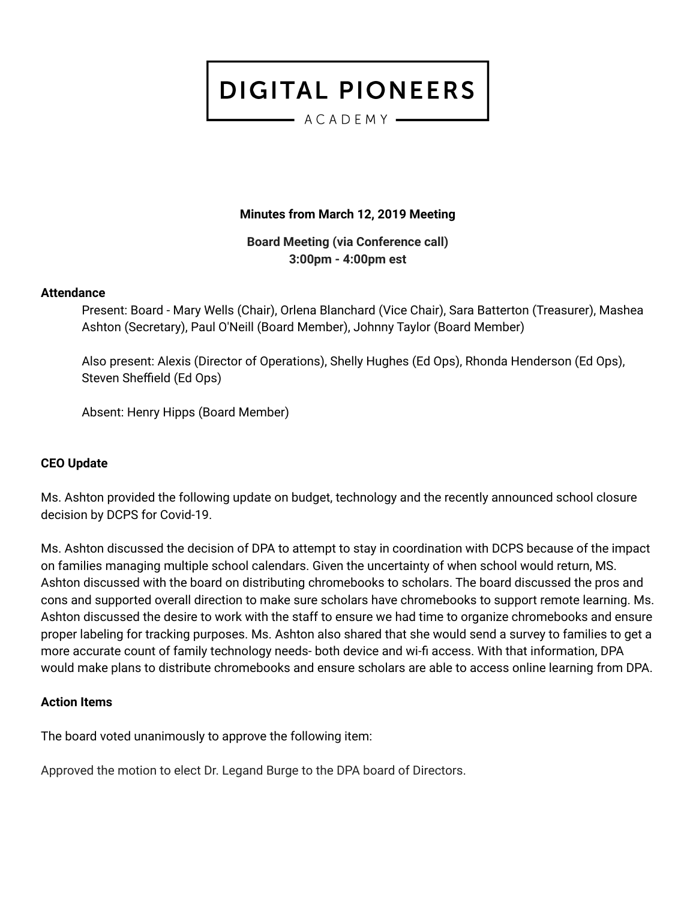# DIGITAL PIONEERS ACADEMY

**Minutes from March 12, 2019 Meeting**

**Board Meeting (via Conference call)**
**3:00pm - 4:00pm est**

**Attendance**

Present: Board - Mary Wells (Chair), Orlena Blanchard (Vice Chair), Sara Batterton (Treasurer), Mashea Ashton (Secretary), Paul O'Neill (Board Member), Johnny Taylor (Board Member)

Also present: Alexis (Director of Operations), Shelly Hughes (Ed Ops), Rhonda Henderson (Ed Ops), Steven Sheffield (Ed Ops)

Absent: Henry Hipps (Board Member)

**CEO Update**

Ms. Ashton provided the following update on budget, technology and the recently announced school closure decision by DCPS for Covid-19.

Ms. Ashton discussed the decision of DPA to attempt to stay in coordination with DCPS because of the impact on families managing multiple school calendars. Given the uncertainty of when school would return, MS. Ashton discussed with the board on distributing chromebooks to scholars. The board discussed the pros and cons and supported overall direction to make sure scholars have chromebooks to support remote learning. Ms. Ashton discussed the desire to work with the staff to ensure we had time to organize chromebooks and ensure proper labeling for tracking purposes. Ms. Ashton also shared that she would send a survey to families to get a more accurate count of family technology needs- both device and wi-fi access. With that information, DPA would make plans to distribute chromebooks and ensure scholars are able to access online learning from DPA.

**Action Items**

The board voted unanimously to approve the following item:

Approved the motion to elect Dr. Legand Burge to the DPA board of Directors.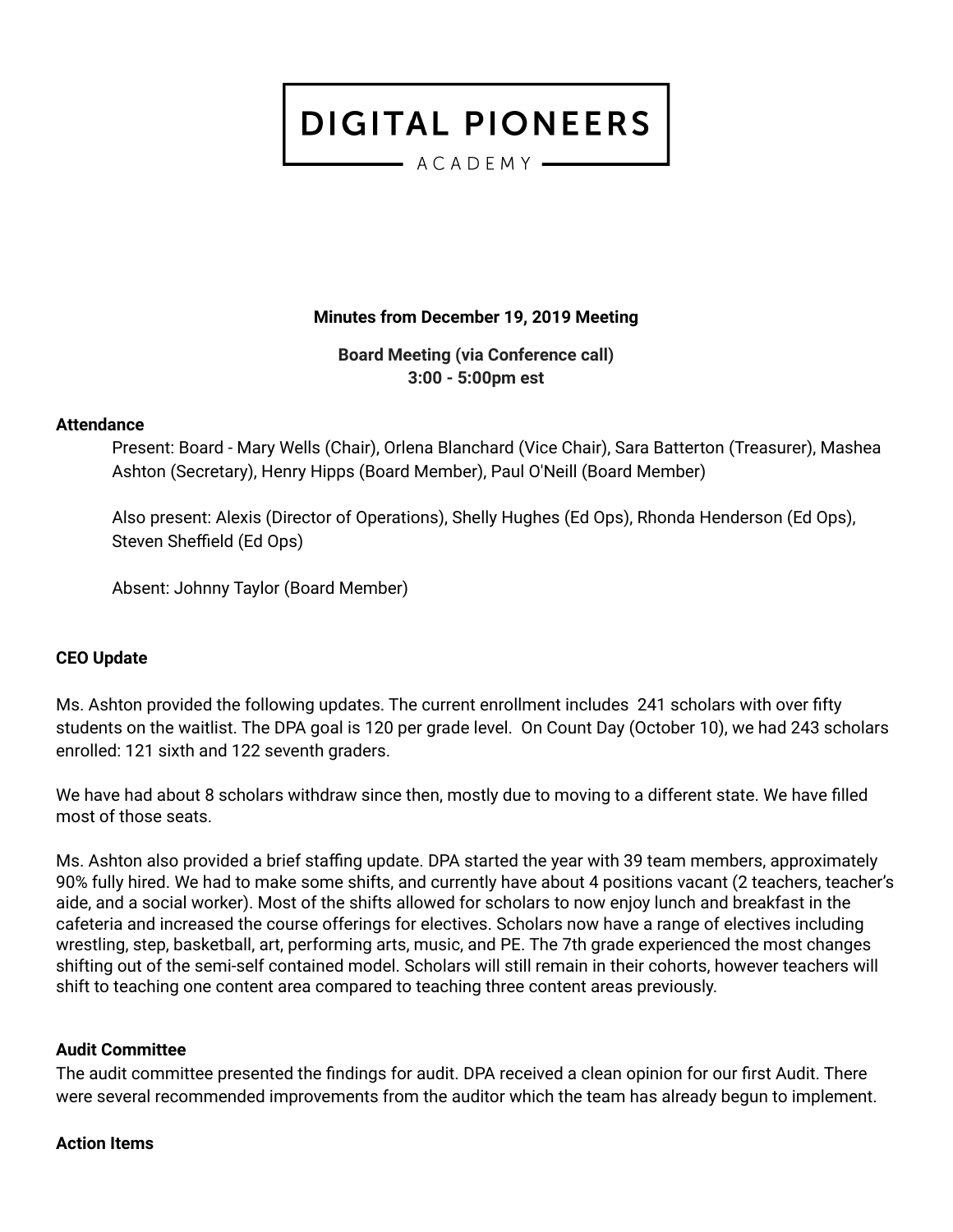# DIGITAL PIONEERS ACADEMY

**Minutes from December 19, 2019 Meeting**

**Board Meeting (via Conference call)**
**3:00 - 5:00pm est**

**Attendance**

Present: Board - Mary Wells (Chair), Orlena Blanchard (Vice Chair), Sara Batterton (Treasurer), Mashea Ashton (Secretary), Henry Hipps (Board Member), Paul O'Neill (Board Member)

Also present: Alexis (Director of Operations), Shelly Hughes (Ed Ops), Rhonda Henderson (Ed Ops), Steven Sheffield (Ed Ops)

Absent: Johnny Taylor (Board Member)

**CEO Update**

Ms. Ashton provided the following updates. The current enrollment includes 241 scholars with over fifty students on the waitlist. The DPA goal is 120 per grade level. On Count Day (October 10), we had 243 scholars enrolled: 121 sixth and 122 seventh graders.

We have had about 8 scholars withdraw since then, mostly due to moving to a different state. We have filled most of those seats.

Ms. Ashton also provided a brief staffing update. DPA started the year with 39 team members, approximately 90% fully hired. We had to make some shifts, and currently have about 4 positions vacant (2 teachers, teacher's aide, and a social worker). Most of the shifts allowed for scholars to now enjoy lunch and breakfast in the cafeteria and increased the course offerings for electives. Scholars now have a range of electives including wrestling, step, basketball, art, performing arts, music, and PE. The 7th grade experienced the most changes shifting out of the semi-self contained model. Scholars will still remain in their cohorts, however teachers will shift to teaching one content area compared to teaching three content areas previously.

**Audit Committee**

The audit committee presented the findings for audit. DPA received a clean opinion for our first Audit. There were several recommended improvements from the auditor which the team has already begun to implement.

**Action Items**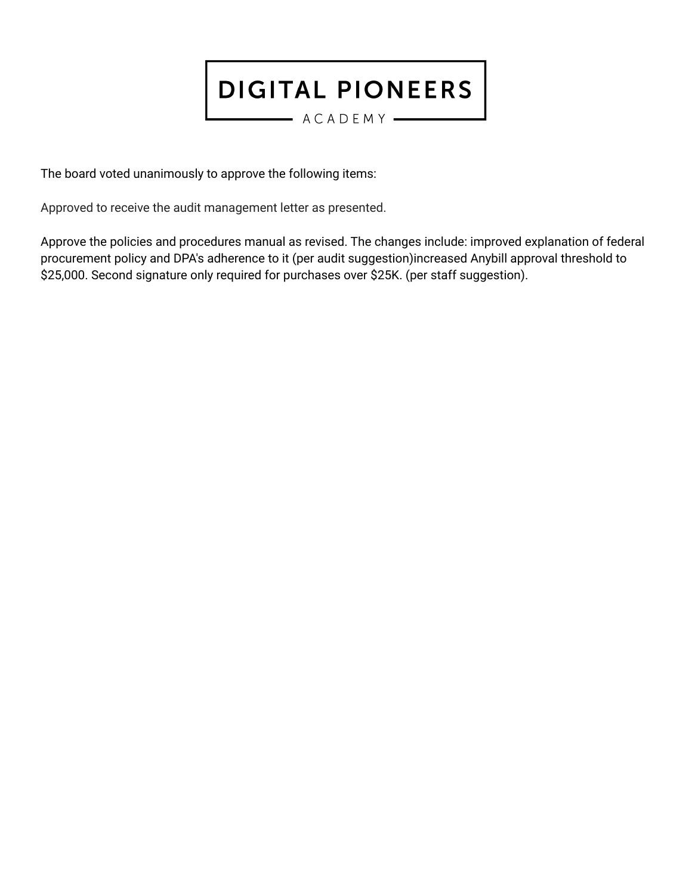# DIGITAL PIONEERS

ACADEMY

The board voted unanimously to approve the following items:

Approved to receive the audit management letter as presented.

Approve the policies and procedures manual as revised. The changes include: improved explanation of federal procurement policy and DPA's adherence to it (per audit suggestion)increased Anybill approval threshold to $25,000. Second signature only required for purchases over $25K. (per staff suggestion).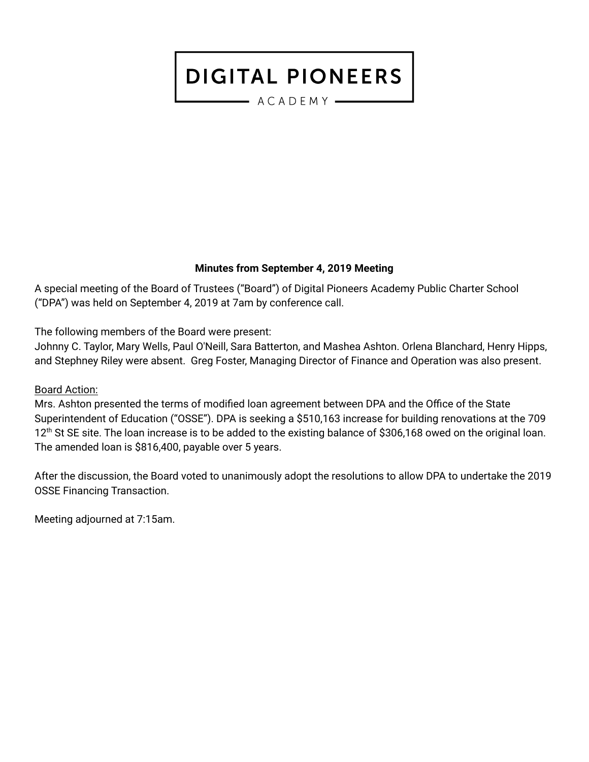# DIGITAL PIONEERS

ACADEMY

**Minutes from September 4, 2019 Meeting**

A special meeting of the Board of Trustees ("Board") of Digital Pioneers Academy Public Charter School ("DPA") was held on September 4, 2019 at 7am by conference call.

The following members of the Board were present:
Johnny C. Taylor, Mary Wells, Paul O'Neill, Sara Batterton, and Mashea Ashton. Orlena Blanchard, Henry Hipps, and Stephney Riley were absent. Greg Foster, Managing Director of Finance and Operation was also present.

Board Action:

Mrs. Ashton presented the terms of modified loan agreement between DPA and the Office of the State Superintendent of Education ("OSSE"). DPA is seeking a $510,163 increase for building renovations at the 709 12th St SE site. The loan increase is to be added to the existing balance of $306,168 owed on the original loan. The amended loan is $816,400, payable over 5 years.

After the discussion, the Board voted to unanimously adopt the resolutions to allow DPA to undertake the 2019 OSSE Financing Transaction.

Meeting adjourned at 7:15am.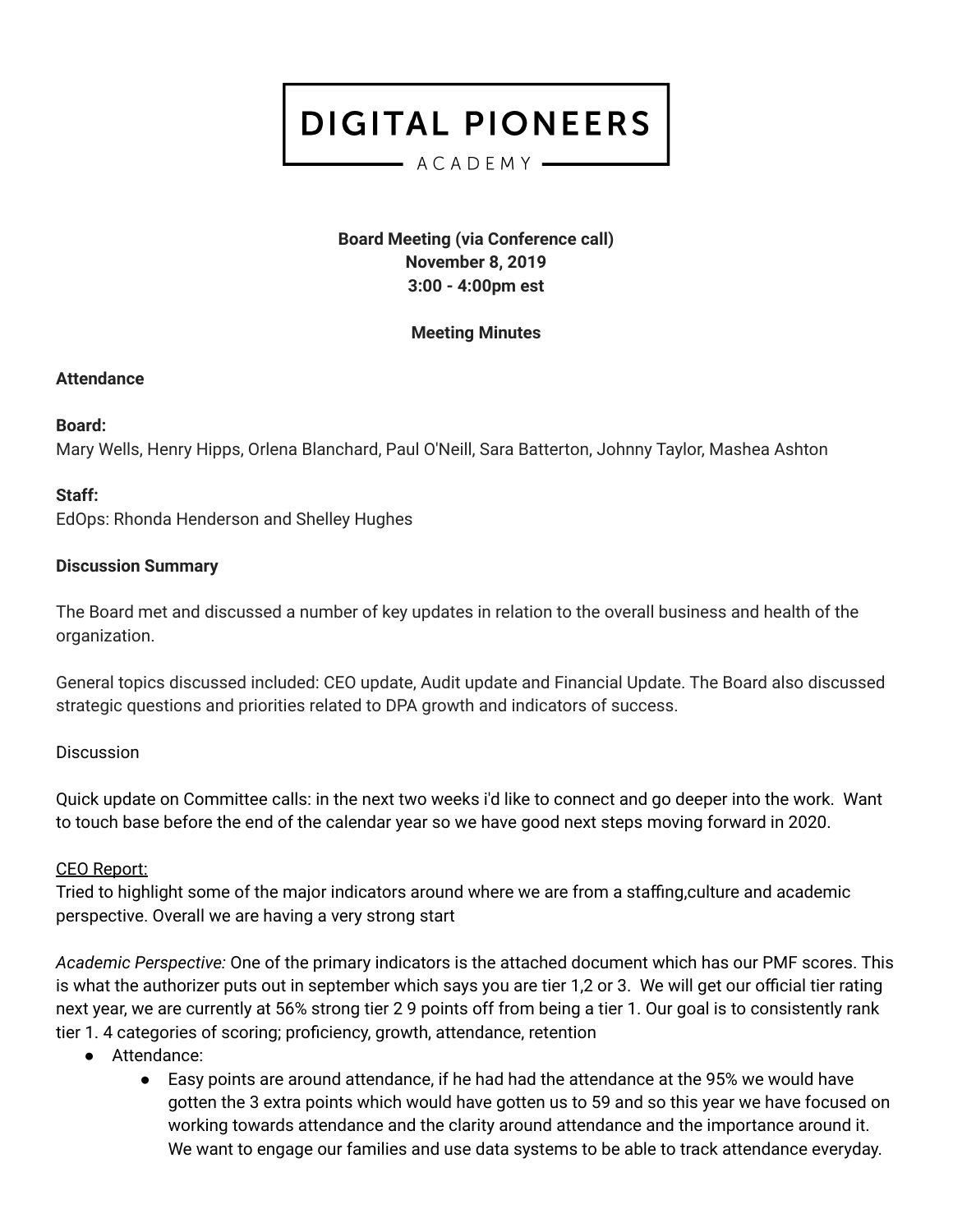# DIGITAL PIONEERS

ACADEMY

**Board Meeting (via Conference call)**
**November 8, 2019**
**3:00 - 4:00pm est**

**Meeting Minutes**

**Attendance**

**Board:**
Mary Wells, Henry Hipps, Orlena Blanchard, Paul O'Neill, Sara Batterton, Johnny Taylor, Mashea Ashton

**Staff:**
EdOps: Rhonda Henderson and Shelley Hughes

**Discussion Summary**

The Board met and discussed a number of key updates in relation to the overall business and health of the organization.

General topics discussed included: CEO update, Audit update and Financial Update. The Board also discussed strategic questions and priorities related to DPA growth and indicators of success.

Discussion

Quick update on Committee calls: in the next two weeks i'd like to connect and go deeper into the work. Want to touch base before the end of the calendar year so we have good next steps moving forward in 2020.

<u>CEO Report:</u>
Tried to highlight some of the major indicators around where we are from a staffing,culture and academic perspective. Overall we are having a very strong start

*Academic Perspective:* One of the primary indicators is the attached document which has our PMF scores. This is what the authorizer puts out in september which says you are tier 1,2 or 3. We will get our official tier rating next year, we are currently at 56% strong tier 2 9 points off from being a tier 1. Our goal is to consistently rank tier 1. 4 categories of scoring; proficiency, growth, attendance, retention

- Attendance:
  - Easy points are around attendance, if he had had the attendance at the 95% we would have gotten the 3 extra points which would have gotten us to 59 and so this year we have focused on working towards attendance and the clarity around attendance and the importance around it. We want to engage our families and use data systems to be able to track attendance everyday.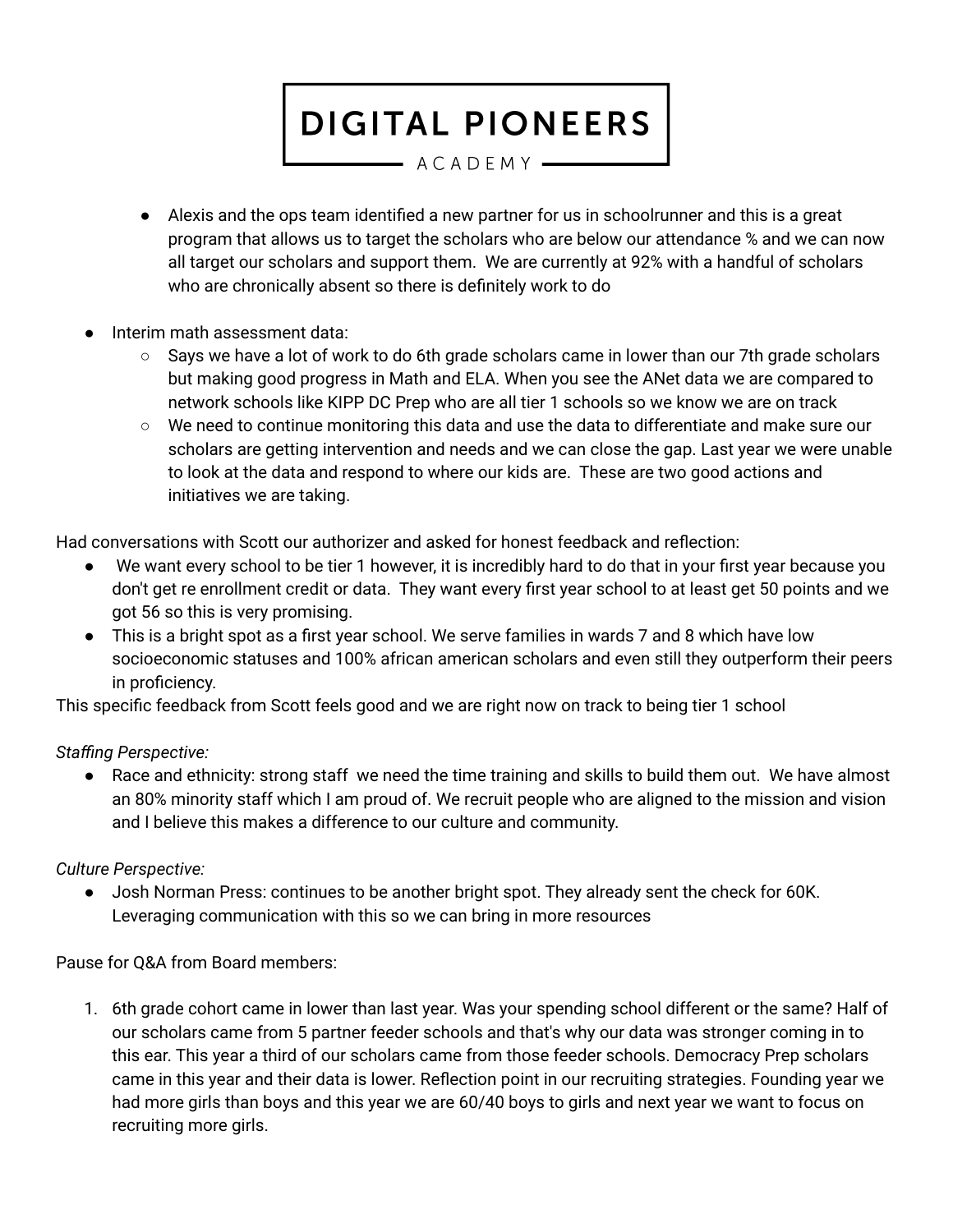- Alexis and the ops team identified a new partner for us in schoolrunner and this is a great program that allows us to target the scholars who are below our attendance % and we can now all target our scholars and support them. We are currently at 92% with a handful of scholars who are chronically absent so there is definitely work to do

- Interim math assessment data:
  - Says we have a lot of work to do 6th grade scholars came in lower than our 7th grade scholars but making good progress in Math and ELA. When you see the ANet data we are compared to network schools like KIPP DC Prep who are all tier 1 schools so we know we are on track
  - We need to continue monitoring this data and use the data to differentiate and make sure our scholars are getting intervention and needs and we can close the gap. Last year we were unable to look at the data and respond to where our kids are. These are two good actions and initiatives we are taking.

Had conversations with Scott our authorizer and asked for honest feedback and reflection:

- We want every school to be tier 1 however, it is incredibly hard to do that in your first year because you don't get re enrollment credit or data. They want every first year school to at least get 50 points and we got 56 so this is very promising.
- This is a bright spot as a first year school. We serve families in wards 7 and 8 which have low socioeconomic statuses and 100% african american scholars and even still they outperform their peers in proficiency.

This specific feedback from Scott feels good and we are right now on track to being tier 1 school

*Staffing Perspective:*

- Race and ethnicity: strong staff we need the time training and skills to build them out. We have almost an 80% minority staff which I am proud of. We recruit people who are aligned to the mission and vision and I believe this makes a difference to our culture and community.

*Culture Perspective:*

- Josh Norman Press: continues to be another bright spot. They already sent the check for 60K. Leveraging communication with this so we can bring in more resources

Pause for Q&A from Board members:

1. 6th grade cohort came in lower than last year. Was your spending school different or the same? Half of our scholars came from 5 partner feeder schools and that's why our data was stronger coming in to this ear. This year a third of our scholars came from those feeder schools. Democracy Prep scholars came in this year and their data is lower. Reflection point in our recruiting strategies. Founding year we had more girls than boys and this year we are 60/40 boys to girls and next year we want to focus on recruiting more girls.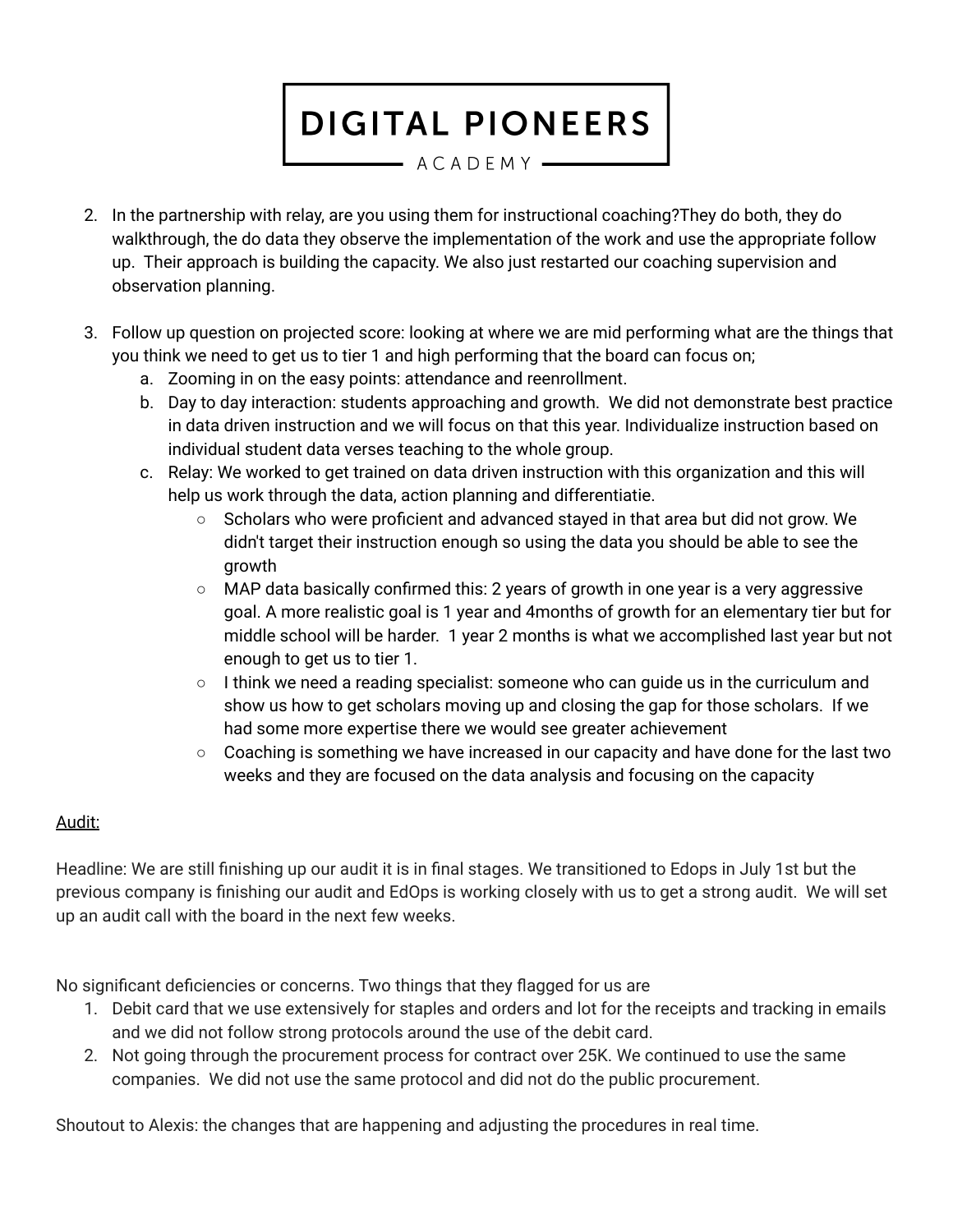2. In the partnership with relay, are you using them for instructional coaching?They do both, they do walkthrough, the do data they observe the implementation of the work and use the appropriate follow up. Their approach is building the capacity. We also just restarted our coaching supervision and observation planning.

3. Follow up question on projected score: looking at where we are mid performing what are the things that you think we need to get us to tier 1 and high performing that the board can focus on;
   a. Zooming in on the easy points: attendance and reenrollment.
   b. Day to day interaction: students approaching and growth. We did not demonstrate best practice in data driven instruction and we will focus on that this year. Individualize instruction based on individual student data verses teaching to the whole group.
   c. Relay: We worked to get trained on data driven instruction with this organization and this will help us work through the data, action planning and differentiatie.
      - Scholars who were proficient and advanced stayed in that area but did not grow. We didn't target their instruction enough so using the data you should be able to see the growth
      - MAP data basically confirmed this: 2 years of growth in one year is a very aggressive goal. A more realistic goal is 1 year and 4months of growth for an elementary tier but for middle school will be harder. 1 year 2 months is what we accomplished last year but not enough to get us to tier 1.
      - I think we need a reading specialist: someone who can guide us in the curriculum and show us how to get scholars moving up and closing the gap for those scholars. If we had some more expertise there we would see greater achievement
      - Coaching is something we have increased in our capacity and have done for the last two weeks and they are focused on the data analysis and focusing on the capacity

<u>Audit:</u>

Headline: We are still finishing up our audit it is in final stages. We transitioned to Edops in July 1st but the previous company is finishing our audit and EdOps is working closely with us to get a strong audit. We will set up an audit call with the board in the next few weeks.

No significant deficiencies or concerns. Two things that they flagged for us are

1. Debit card that we use extensively for staples and orders and lot for the receipts and tracking in emails and we did not follow strong protocols around the use of the debit card.
2. Not going through the procurement process for contract over 25K. We continued to use the same companies. We did not use the same protocol and did not do the public procurement.

Shoutout to Alexis: the changes that are happening and adjusting the procedures in real time.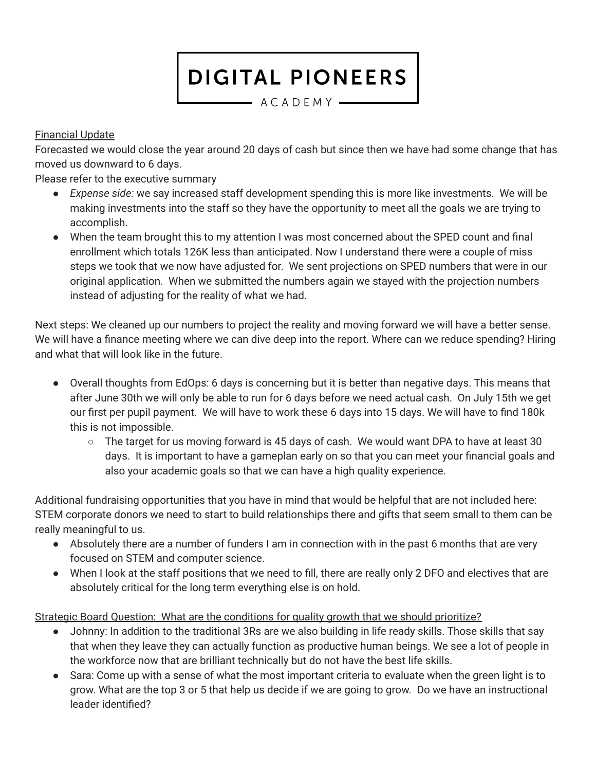# DIGITAL PIONEERS ACADEMY

Financial Update

Forecasted we would close the year around 20 days of cash but since then we have had some change that has moved us downward to 6 days.

Please refer to the executive summary

- *Expense side:* we say increased staff development spending this is more like investments. We will be making investments into the staff so they have the opportunity to meet all the goals we are trying to accomplish.
- When the team brought this to my attention I was most concerned about the SPED count and final enrollment which totals 126K less than anticipated. Now I understand there were a couple of miss steps we took that we now have adjusted for. We sent projections on SPED numbers that were in our original application. When we submitted the numbers again we stayed with the projection numbers instead of adjusting for the reality of what we had.

Next steps: We cleaned up our numbers to project the reality and moving forward we will have a better sense. We will have a finance meeting where we can dive deep into the report. Where can we reduce spending? Hiring and what that will look like in the future.

- Overall thoughts from EdOps: 6 days is concerning but it is better than negative days. This means that after June 30th we will only be able to run for 6 days before we need actual cash. On July 15th we get our first per pupil payment. We will have to work these 6 days into 15 days. We will have to find 180k this is not impossible.
  - The target for us moving forward is 45 days of cash. We would want DPA to have at least 30 days. It is important to have a gameplan early on so that you can meet your financial goals and also your academic goals so that we can have a high quality experience.

Additional fundraising opportunities that you have in mind that would be helpful that are not included here: STEM corporate donors we need to start to build relationships there and gifts that seem small to them can be really meaningful to us.

- Absolutely there are a number of funders I am in connection with in the past 6 months that are very focused on STEM and computer science.
- When I look at the staff positions that we need to fill, there are really only 2 DFO and electives that are absolutely critical for the long term everything else is on hold.

Strategic Board Question: What are the conditions for quality growth that we should prioritize?

- Johnny: In addition to the traditional 3Rs are we also building in life ready skills. Those skills that say that when they leave they can actually function as productive human beings. We see a lot of people in the workforce now that are brilliant technically but do not have the best life skills.
- Sara: Come up with a sense of what the most important criteria to evaluate when the green light is to grow. What are the top 3 or 5 that help us decide if we are going to grow. Do we have an instructional leader identified?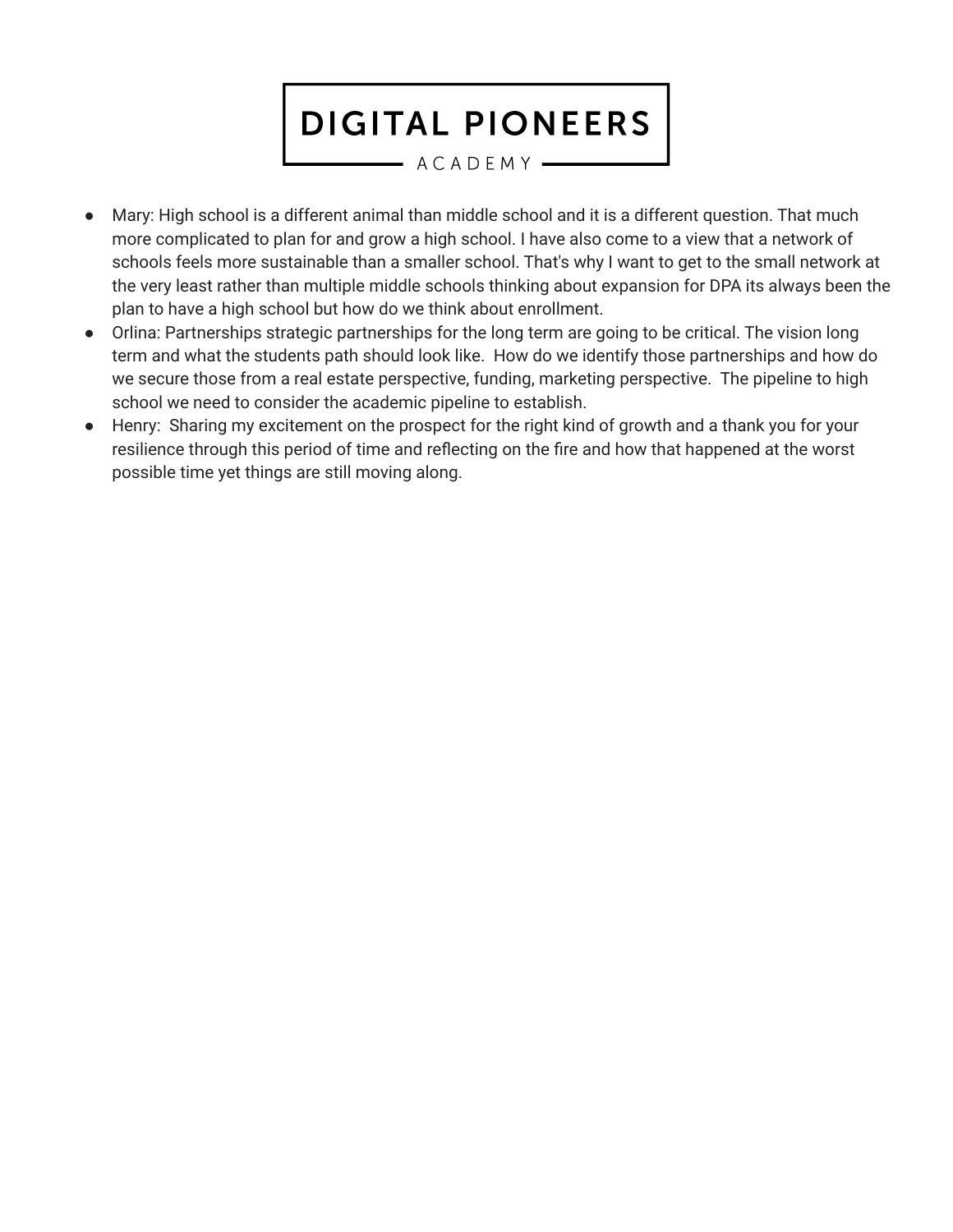- Mary: High school is a different animal than middle school and it is a different question. That much more complicated to plan for and grow a high school. I have also come to a view that a network of schools feels more sustainable than a smaller school. That's why I want to get to the small network at the very least rather than multiple middle schools thinking about expansion for DPA its always been the plan to have a high school but how do we think about enrollment.
- Orlina: Partnerships strategic partnerships for the long term are going to be critical. The vision long term and what the students path should look like. How do we identify those partnerships and how do we secure those from a real estate perspective, funding, marketing perspective. The pipeline to high school we need to consider the academic pipeline to establish.
- Henry: Sharing my excitement on the prospect for the right kind of growth and a thank you for your resilience through this period of time and reflecting on the fire and how that happened at the worst possible time yet things are still moving along.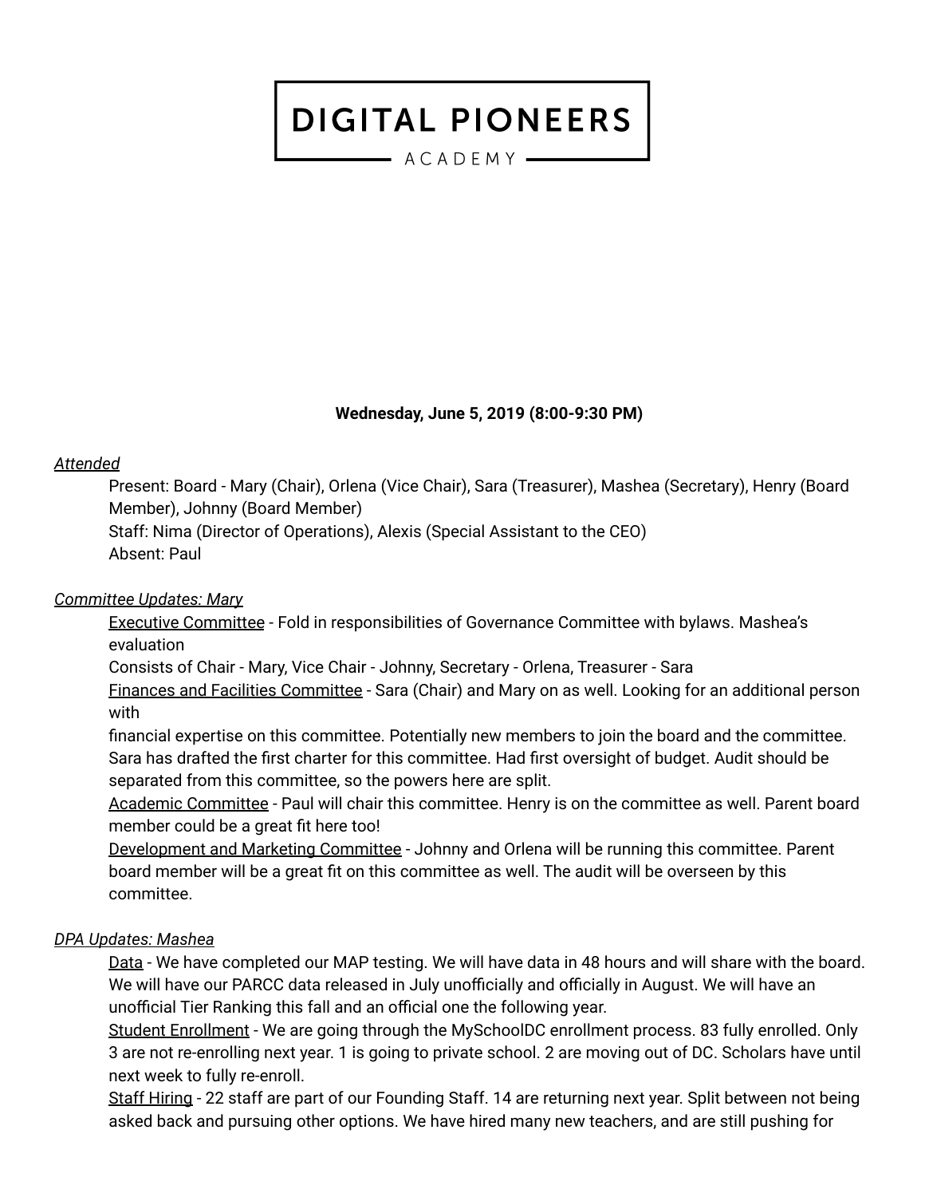# DIGITAL PIONEERS

ACADEMY

**Wednesday, June 5, 2019 (8:00-9:30 PM)**

*Attended*

Present: Board - Mary (Chair), Orlena (Vice Chair), Sara (Treasurer), Mashea (Secretary), Henry (Board Member), Johnny (Board Member)

Staff: Nima (Director of Operations), Alexis (Special Assistant to the CEO)

Absent: Paul

*Committee Updates: Mary*

Executive Committee - Fold in responsibilities of Governance Committee with bylaws. Mashea's evaluation

Consists of Chair - Mary, Vice Chair - Johnny, Secretary - Orlena, Treasurer - Sara

Finances and Facilities Committee - Sara (Chair) and Mary on as well. Looking for an additional person with financial expertise on this committee. Potentially new members to join the board and the committee. Sara has drafted the first charter for this committee. Had first oversight of budget. Audit should be separated from this committee, so the powers here are split.

Academic Committee - Paul will chair this committee. Henry is on the committee as well. Parent board member could be a great fit here too!

Development and Marketing Committee - Johnny and Orlena will be running this committee. Parent board member will be a great fit on this committee as well. The audit will be overseen by this committee.

*DPA Updates: Mashea*

Data - We have completed our MAP testing. We will have data in 48 hours and will share with the board. We will have our PARCC data released in July unofficially and officially in August. We will have an unofficial Tier Ranking this fall and an official one the following year.

Student Enrollment - We are going through the MySchoolDC enrollment process. 83 fully enrolled. Only 3 are not re-enrolling next year. 1 is going to private school. 2 are moving out of DC. Scholars have until next week to fully re-enroll.

Staff Hiring - 22 staff are part of our Founding Staff. 14 are returning next year. Split between not being asked back and pursuing other options. We have hired many new teachers, and are still pushing for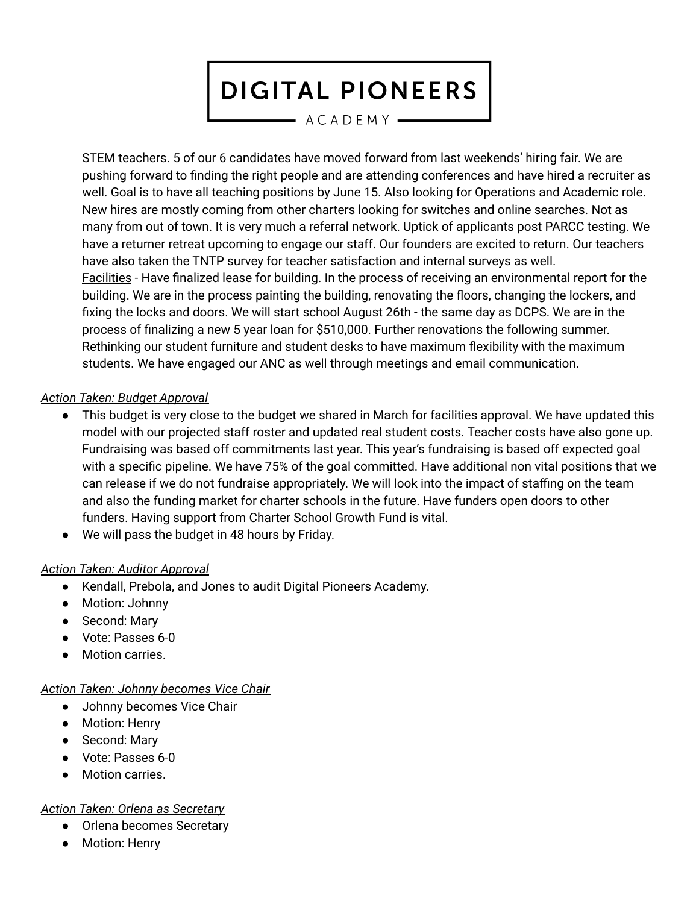STEM teachers. 5 of our 6 candidates have moved forward from last weekends' hiring fair. We are pushing forward to finding the right people and are attending conferences and have hired a recruiter as well. Goal is to have all teaching positions by June 15. Also looking for Operations and Academic role. New hires are mostly coming from other charters looking for switches and online searches. Not as many from out of town. It is very much a referral network. Uptick of applicants post PARCC testing. We have a returner retreat upcoming to engage our staff. Our founders are excited to return. Our teachers have also taken the TNTP survey for teacher satisfaction and internal surveys as well.
<u>Facilities</u> - Have finalized lease for building. In the process of receiving an environmental report for the building. We are in the process painting the building, renovating the floors, changing the lockers, and fixing the locks and doors. We will start school August 26th - the same day as DCPS. We are in the process of finalizing a new 5 year loan for $510,000. Further renovations the following summer. Rethinking our student furniture and student desks to have maximum flexibility with the maximum students. We have engaged our ANC as well through meetings and email communication.

*<u>Action Taken: Budget Approval</u>*

- This budget is very close to the budget we shared in March for facilities approval. We have updated this model with our projected staff roster and updated real student costs. Teacher costs have also gone up. Fundraising was based off commitments last year. This year's fundraising is based off expected goal with a specific pipeline. We have 75% of the goal committed. Have additional non vital positions that we can release if we do not fundraise appropriately. We will look into the impact of staffing on the team and also the funding market for charter schools in the future. Have funders open doors to other funders. Having support from Charter School Growth Fund is vital.
- We will pass the budget in 48 hours by Friday.

*<u>Action Taken: Auditor Approval</u>*

- Kendall, Prebola, and Jones to audit Digital Pioneers Academy.
- Motion: Johnny
- Second: Mary
- Vote: Passes 6-0
- Motion carries.

*<u>Action Taken: Johnny becomes Vice Chair</u>*

- Johnny becomes Vice Chair
- Motion: Henry
- Second: Mary
- Vote: Passes 6-0
- Motion carries.

*<u>Action Taken: Orlena as Secretary</u>*

- Orlena becomes Secretary
- Motion: Henry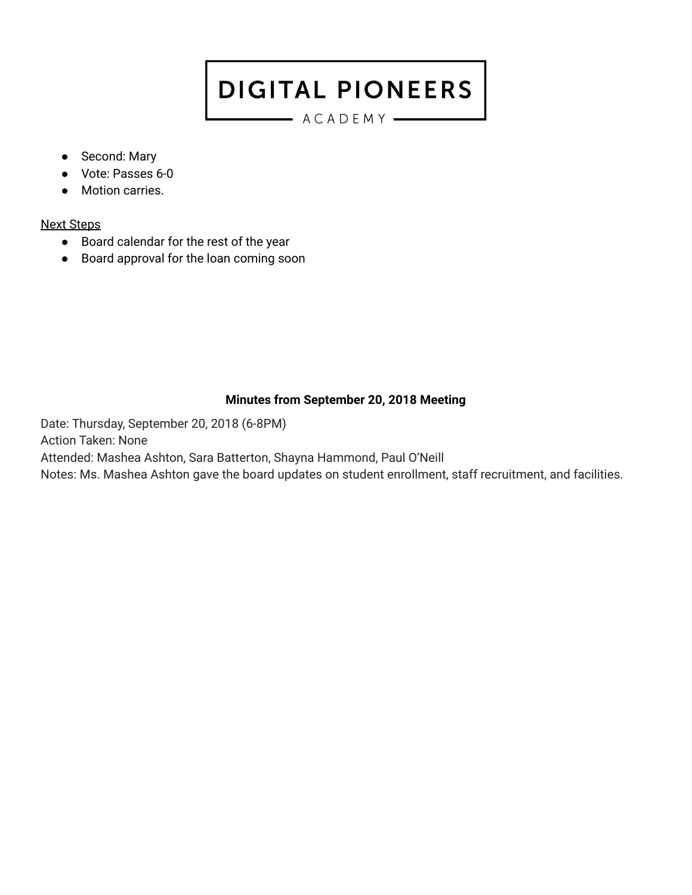- Second: Mary
- Vote: Passes 6-0
- Motion carries.

<u>Next Steps</u>

- Board calendar for the rest of the year
- Board approval for the loan coming soon

**Minutes from September 20, 2018 Meeting**

Date: Thursday, September 20, 2018 (6-8PM)
Action Taken: None
Attended: Mashea Ashton, Sara Batterton, Shayna Hammond, Paul O'Neill
Notes: Ms. Mashea Ashton gave the board updates on student enrollment, staff recruitment, and facilities.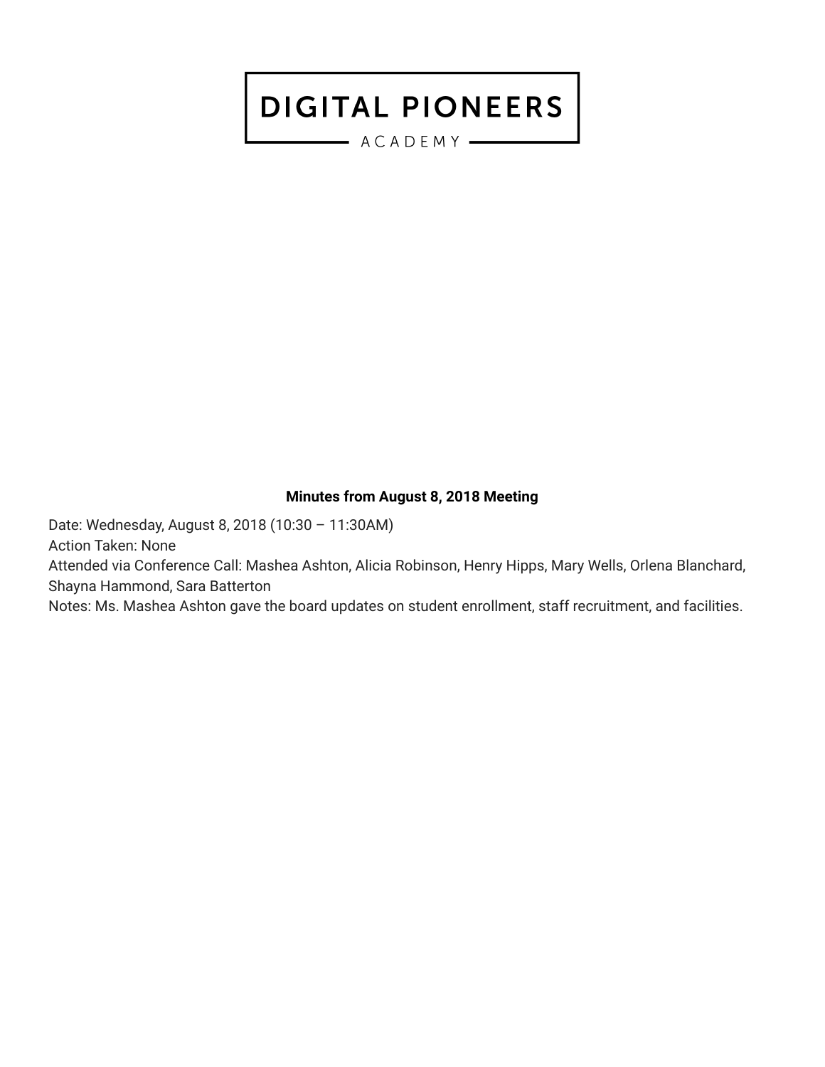DIGITAL PIONEERS

ACADEMY

**Minutes from August 8, 2018 Meeting**

Date: Wednesday, August 8, 2018 (10:30 – 11:30AM)
Action Taken: None
Attended via Conference Call: Mashea Ashton, Alicia Robinson, Henry Hipps, Mary Wells, Orlena Blanchard, Shayna Hammond, Sara Batterton
Notes: Ms. Mashea Ashton gave the board updates on student enrollment, staff recruitment, and facilities.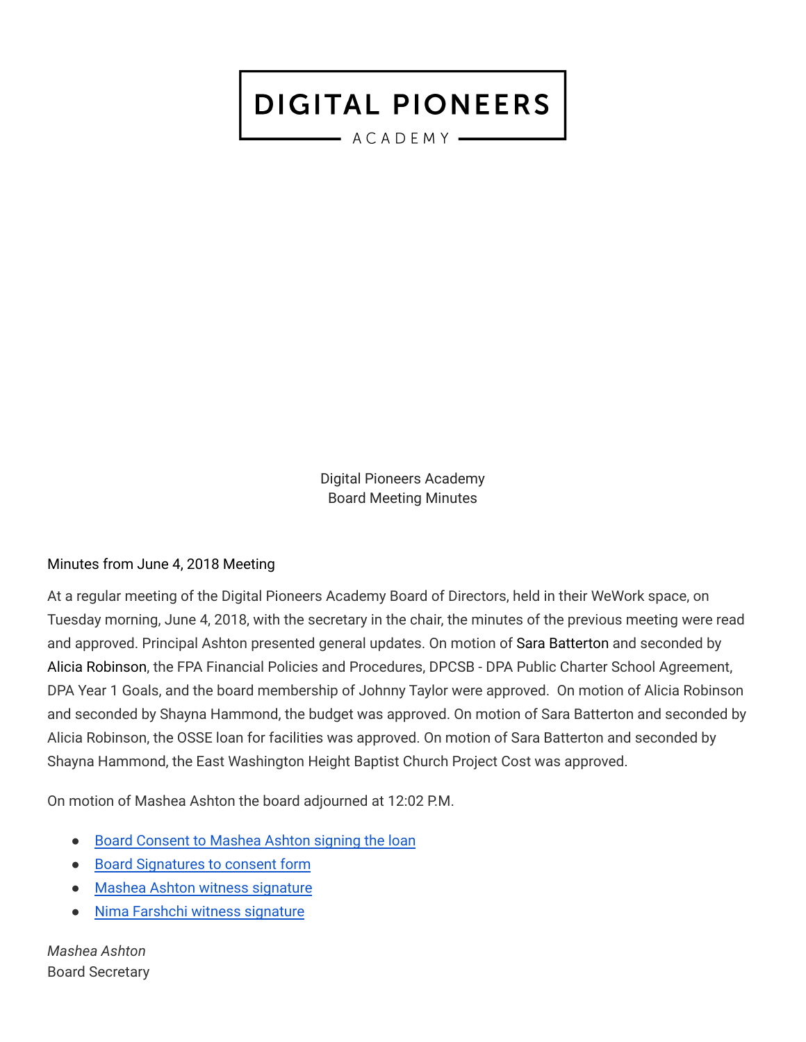DIGITAL PIONEERS

ACADEMY

Digital Pioneers Academy
Board Meeting Minutes

Minutes from June 4, 2018 Meeting

At a regular meeting of the Digital Pioneers Academy Board of Directors, held in their WeWork space, on Tuesday morning, June 4, 2018, with the secretary in the chair, the minutes of the previous meeting were read and approved. Principal Ashton presented general updates. On motion of Sara Batterton and seconded by Alicia Robinson, the FPA Financial Policies and Procedures, DPCSB - DPA Public Charter School Agreement, DPA Year 1 Goals, and the board membership of Johnny Taylor were approved. On motion of Alicia Robinson and seconded by Shayna Hammond, the budget was approved. On motion of Sara Batterton and seconded by Alicia Robinson, the OSSE loan for facilities was approved. On motion of Sara Batterton and seconded by Shayna Hammond, the East Washington Height Baptist Church Project Cost was approved.

On motion of Mashea Ashton the board adjourned at 12:02 P.M.

- Board Consent to Mashea Ashton signing the loan
- Board Signatures to consent form
- Mashea Ashton witness signature
- Nima Farshchi witness signature

*Mashea Ashton*
Board Secretary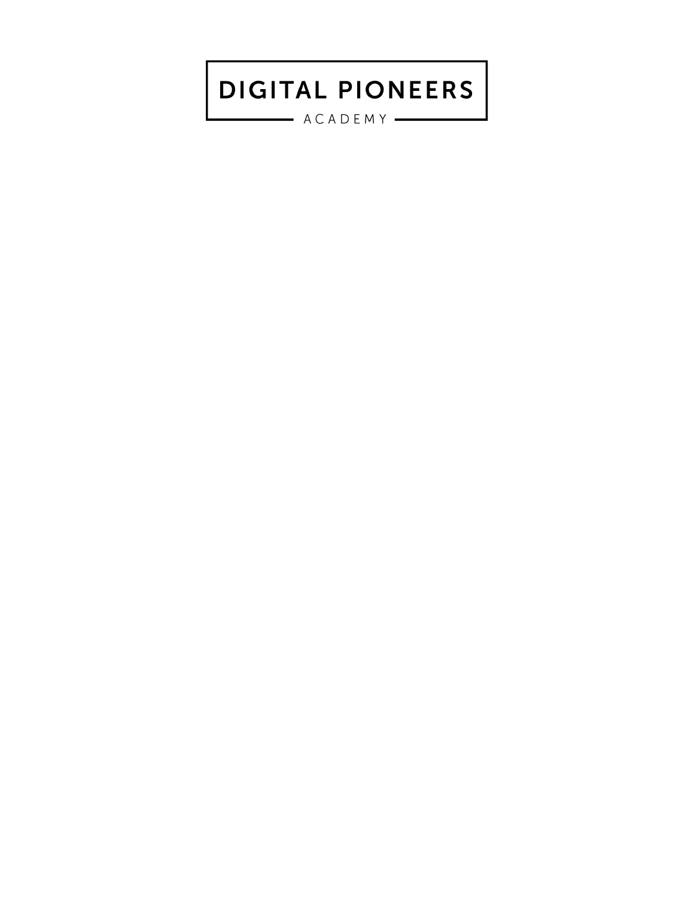DIGITAL PIONEERS

ACADEMY